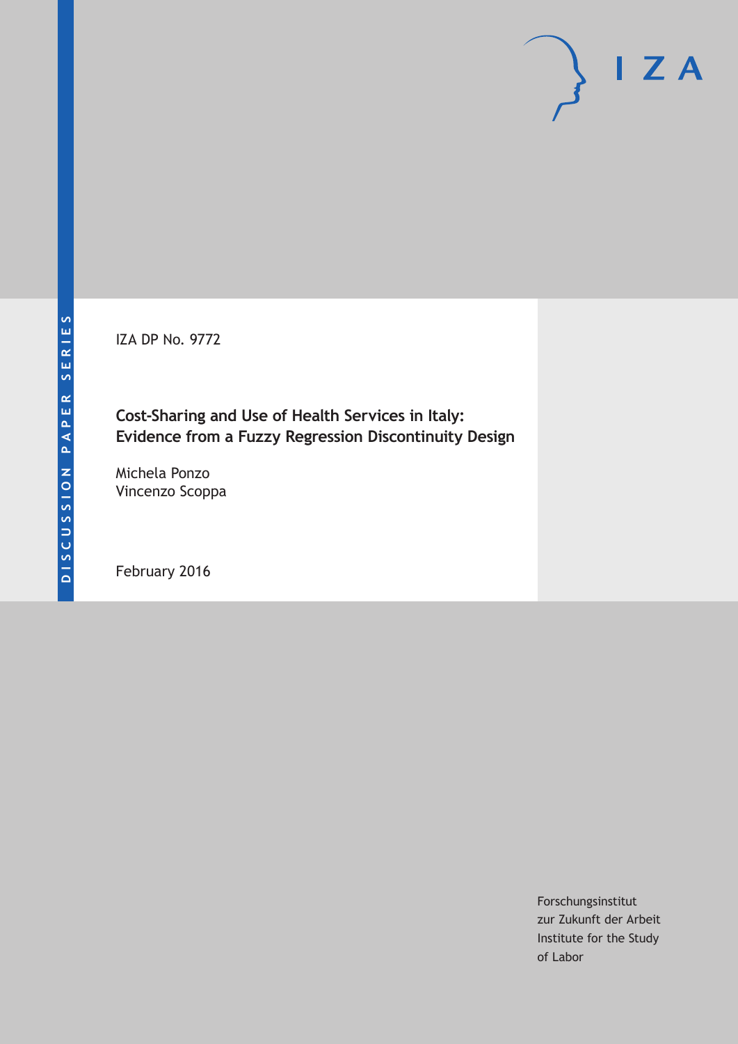DISCUSSION PAPER SERIES

IZA

IZA DP No. 9772

# Cost-Sharing and Use of Health Services in Italy: Evidence from a Fuzzy Regression Discontinuity Design

Michela Ponzo
Vincenzo Scoppa

February 2016

Forschungsinstitut
zur Zukunft der Arbeit
Institute for the Study
of Labor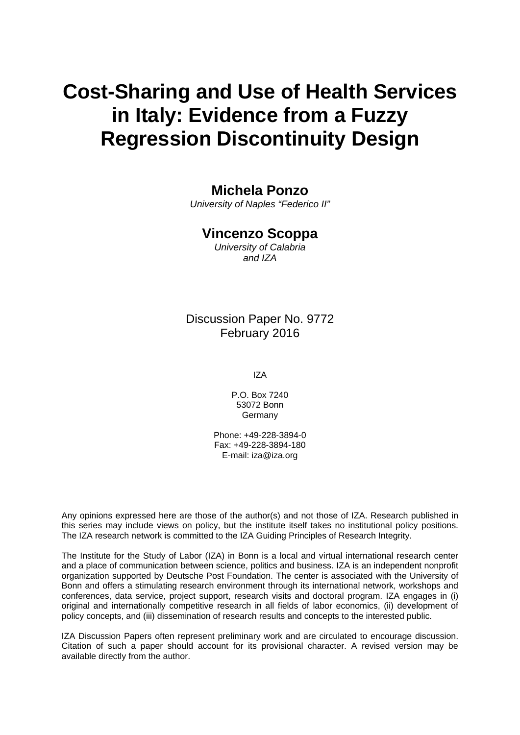# Cost-Sharing and Use of Health Services in Italy: Evidence from a Fuzzy Regression Discontinuity Design

**Michela Ponzo**
*University of Naples "Federico II"*

**Vincenzo Scoppa**
*University of Calabria and IZA*

Discussion Paper No. 9772
February 2016

IZA

P.O. Box 7240
53072 Bonn
Germany

Phone: +49-228-3894-0
Fax: +49-228-3894-180
E-mail: iza@iza.org

Any opinions expressed here are those of the author(s) and not those of IZA. Research published in this series may include views on policy, but the institute itself takes no institutional policy positions. The IZA research network is committed to the IZA Guiding Principles of Research Integrity.

The Institute for the Study of Labor (IZA) in Bonn is a local and virtual international research center and a place of communication between science, politics and business. IZA is an independent nonprofit organization supported by Deutsche Post Foundation. The center is associated with the University of Bonn and offers a stimulating research environment through its international network, workshops and conferences, data service, project support, research visits and doctoral program. IZA engages in (i) original and internationally competitive research in all fields of labor economics, (ii) development of policy concepts, and (iii) dissemination of research results and concepts to the interested public.

IZA Discussion Papers often represent preliminary work and are circulated to encourage discussion. Citation of such a paper should account for its provisional character. A revised version may be available directly from the author.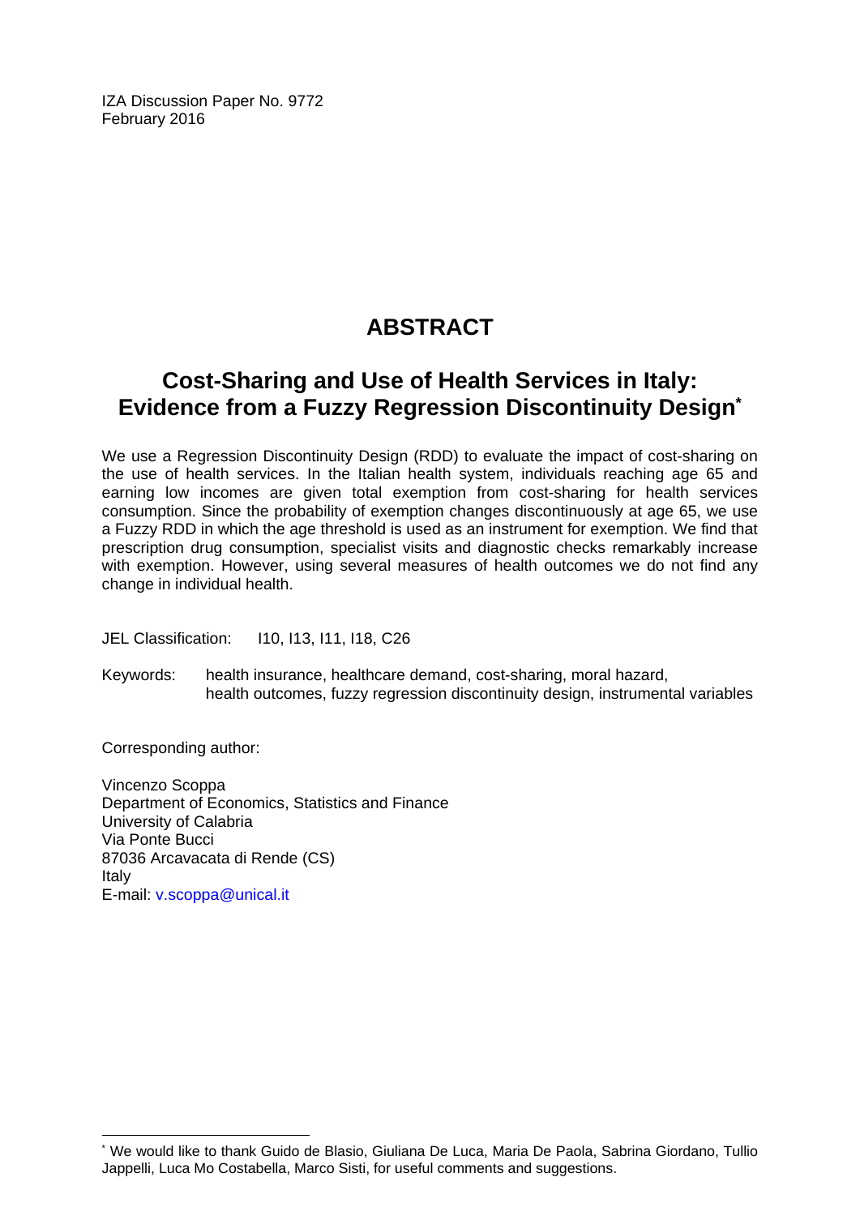IZA Discussion Paper No. 9772
February 2016

# ABSTRACT

## Cost-Sharing and Use of Health Services in Italy: Evidence from a Fuzzy Regression Discontinuity Design[*]

We use a Regression Discontinuity Design (RDD) to evaluate the impact of cost-sharing on the use of health services. In the Italian health system, individuals reaching age 65 and earning low incomes are given total exemption from cost-sharing for health services consumption. Since the probability of exemption changes discontinuously at age 65, we use a Fuzzy RDD in which the age threshold is used as an instrument for exemption. We find that prescription drug consumption, specialist visits and diagnostic checks remarkably increase with exemption. However, using several measures of health outcomes we do not find any change in individual health.

JEL Classification: I10, I13, I11, I18, C26

Keywords: health insurance, healthcare demand, cost-sharing, moral hazard, health outcomes, fuzzy regression discontinuity design, instrumental variables

Corresponding author:

Vincenzo Scoppa
Department of Economics, Statistics and Finance
University of Calabria
Via Ponte Bucci
87036 Arcavacata di Rende (CS)
Italy
E-mail: v.scoppa@unical.it

[*] We would like to thank Guido de Blasio, Giuliana De Luca, Maria De Paola, Sabrina Giordano, Tullio Jappelli, Luca Mo Costabella, Marco Sisti, for useful comments and suggestions.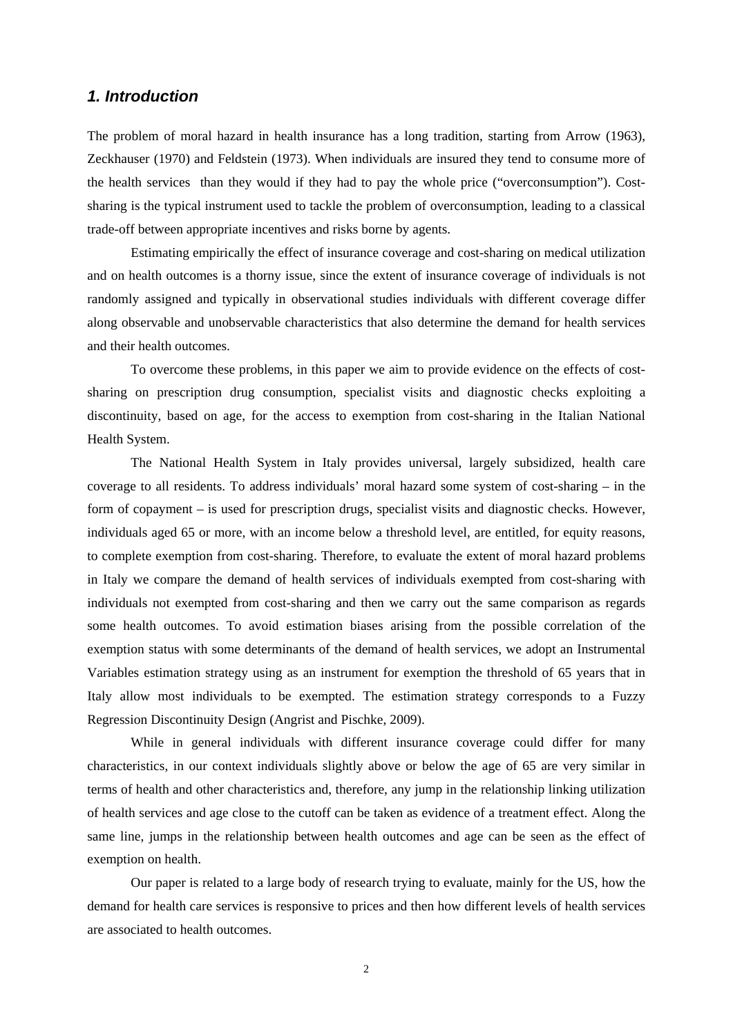## *1. Introduction*

The problem of moral hazard in health insurance has a long tradition, starting from Arrow (1963), Zeckhauser (1970) and Feldstein (1973). When individuals are insured they tend to consume more of the health services than they would if they had to pay the whole price ("overconsumption"). Cost-sharing is the typical instrument used to tackle the problem of overconsumption, leading to a classical trade-off between appropriate incentives and risks borne by agents.

Estimating empirically the effect of insurance coverage and cost-sharing on medical utilization and on health outcomes is a thorny issue, since the extent of insurance coverage of individuals is not randomly assigned and typically in observational studies individuals with different coverage differ along observable and unobservable characteristics that also determine the demand for health services and their health outcomes.

To overcome these problems, in this paper we aim to provide evidence on the effects of cost-sharing on prescription drug consumption, specialist visits and diagnostic checks exploiting a discontinuity, based on age, for the access to exemption from cost-sharing in the Italian National Health System.

The National Health System in Italy provides universal, largely subsidized, health care coverage to all residents. To address individuals' moral hazard some system of cost-sharing – in the form of copayment – is used for prescription drugs, specialist visits and diagnostic checks. However, individuals aged 65 or more, with an income below a threshold level, are entitled, for equity reasons, to complete exemption from cost-sharing. Therefore, to evaluate the extent of moral hazard problems in Italy we compare the demand of health services of individuals exempted from cost-sharing with individuals not exempted from cost-sharing and then we carry out the same comparison as regards some health outcomes. To avoid estimation biases arising from the possible correlation of the exemption status with some determinants of the demand of health services, we adopt an Instrumental Variables estimation strategy using as an instrument for exemption the threshold of 65 years that in Italy allow most individuals to be exempted. The estimation strategy corresponds to a Fuzzy Regression Discontinuity Design (Angrist and Pischke, 2009).

While in general individuals with different insurance coverage could differ for many characteristics, in our context individuals slightly above or below the age of 65 are very similar in terms of health and other characteristics and, therefore, any jump in the relationship linking utilization of health services and age close to the cutoff can be taken as evidence of a treatment effect. Along the same line, jumps in the relationship between health outcomes and age can be seen as the effect of exemption on health.

Our paper is related to a large body of research trying to evaluate, mainly for the US, how the demand for health care services is responsive to prices and then how different levels of health services are associated to health outcomes.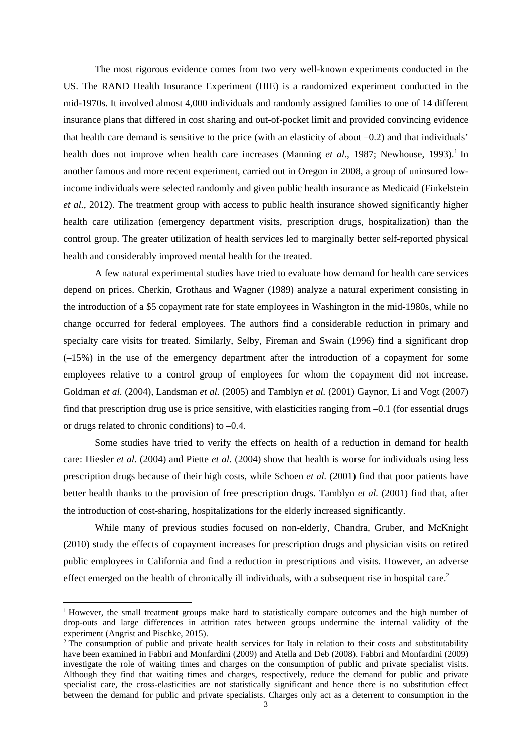The most rigorous evidence comes from two very well-known experiments conducted in the US. The RAND Health Insurance Experiment (HIE) is a randomized experiment conducted in the mid-1970s. It involved almost 4,000 individuals and randomly assigned families to one of 14 different insurance plans that differed in cost sharing and out-of-pocket limit and provided convincing evidence that health care demand is sensitive to the price (with an elasticity of about –0.2) and that individuals' health does not improve when health care increases (Manning *et al.*, 1987; Newhouse, 1993).[1] In another famous and more recent experiment, carried out in Oregon in 2008, a group of uninsured low-income individuals were selected randomly and given public health insurance as Medicaid (Finkelstein *et al.*, 2012). The treatment group with access to public health insurance showed significantly higher health care utilization (emergency department visits, prescription drugs, hospitalization) than the control group. The greater utilization of health services led to marginally better self-reported physical health and considerably improved mental health for the treated.

A few natural experimental studies have tried to evaluate how demand for health care services depend on prices. Cherkin, Grothaus and Wagner (1989) analyze a natural experiment consisting in the introduction of a $5 copayment rate for state employees in Washington in the mid-1980s, while no change occurred for federal employees. The authors find a considerable reduction in primary and specialty care visits for treated. Similarly, Selby, Fireman and Swain (1996) find a significant drop (–15%) in the use of the emergency department after the introduction of a copayment for some employees relative to a control group of employees for whom the copayment did not increase. Goldman *et al.* (2004), Landsman *et al.* (2005) and Tamblyn *et al.* (2001) Gaynor, Li and Vogt (2007) find that prescription drug use is price sensitive, with elasticities ranging from –0.1 (for essential drugs or drugs related to chronic conditions) to –0.4.

Some studies have tried to verify the effects on health of a reduction in demand for health care: Hiesler *et al.* (2004) and Piette *et al.* (2004) show that health is worse for individuals using less prescription drugs because of their high costs, while Schoen *et al.* (2001) find that poor patients have better health thanks to the provision of free prescription drugs. Tamblyn *et al.* (2001) find that, after the introduction of cost-sharing, hospitalizations for the elderly increased significantly.

While many of previous studies focused on non-elderly, Chandra, Gruber, and McKnight (2010) study the effects of copayment increases for prescription drugs and physician visits on retired public employees in California and find a reduction in prescriptions and visits. However, an adverse effect emerged on the health of chronically ill individuals, with a subsequent rise in hospital care.[2]

---

[1] However, the small treatment groups make hard to statistically compare outcomes and the high number of drop-outs and large differences in attrition rates between groups undermine the internal validity of the experiment (Angrist and Pischke, 2015).

[2] The consumption of public and private health services for Italy in relation to their costs and substitutability have been examined in Fabbri and Monfardini (2009) and Atella and Deb (2008). Fabbri and Monfardini (2009) investigate the role of waiting times and charges on the consumption of public and private specialist visits. Although they find that waiting times and charges, respectively, reduce the demand for public and private specialist care, the cross-elasticities are not statistically significant and hence there is no substitution effect between the demand for public and private specialists. Charges only act as a deterrent to consumption in the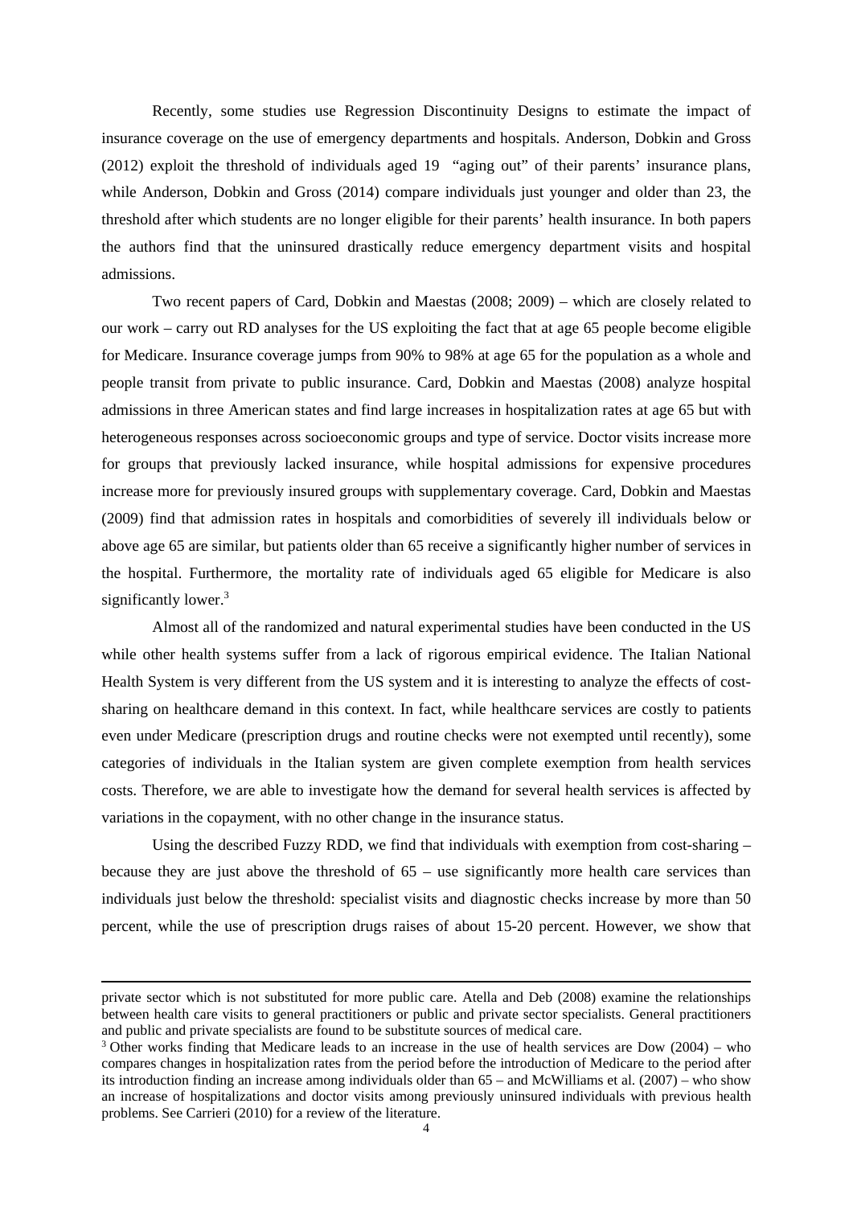Recently, some studies use Regression Discontinuity Designs to estimate the impact of insurance coverage on the use of emergency departments and hospitals. Anderson, Dobkin and Gross (2012) exploit the threshold of individuals aged 19 "aging out" of their parents' insurance plans, while Anderson, Dobkin and Gross (2014) compare individuals just younger and older than 23, the threshold after which students are no longer eligible for their parents' health insurance. In both papers the authors find that the uninsured drastically reduce emergency department visits and hospital admissions.

Two recent papers of Card, Dobkin and Maestas (2008; 2009) – which are closely related to our work – carry out RD analyses for the US exploiting the fact that at age 65 people become eligible for Medicare. Insurance coverage jumps from 90% to 98% at age 65 for the population as a whole and people transit from private to public insurance. Card, Dobkin and Maestas (2008) analyze hospital admissions in three American states and find large increases in hospitalization rates at age 65 but with heterogeneous responses across socioeconomic groups and type of service. Doctor visits increase more for groups that previously lacked insurance, while hospital admissions for expensive procedures increase more for previously insured groups with supplementary coverage. Card, Dobkin and Maestas (2009) find that admission rates in hospitals and comorbidities of severely ill individuals below or above age 65 are similar, but patients older than 65 receive a significantly higher number of services in the hospital. Furthermore, the mortality rate of individuals aged 65 eligible for Medicare is also significantly lower.[3]

Almost all of the randomized and natural experimental studies have been conducted in the US while other health systems suffer from a lack of rigorous empirical evidence. The Italian National Health System is very different from the US system and it is interesting to analyze the effects of cost-sharing on healthcare demand in this context. In fact, while healthcare services are costly to patients even under Medicare (prescription drugs and routine checks were not exempted until recently), some categories of individuals in the Italian system are given complete exemption from health services costs. Therefore, we are able to investigate how the demand for several health services is affected by variations in the copayment, with no other change in the insurance status.

Using the described Fuzzy RDD, we find that individuals with exemption from cost-sharing – because they are just above the threshold of 65 – use significantly more health care services than individuals just below the threshold: specialist visits and diagnostic checks increase by more than 50 percent, while the use of prescription drugs raises of about 15-20 percent. However, we show that

---

private sector which is not substituted for more public care. Atella and Deb (2008) examine the relationships between health care visits to general practitioners or public and private sector specialists. General practitioners and public and private specialists are found to be substitute sources of medical care.

[3] Other works finding that Medicare leads to an increase in the use of health services are Dow (2004) – who compares changes in hospitalization rates from the period before the introduction of Medicare to the period after its introduction finding an increase among individuals older than 65 – and McWilliams et al. (2007) – who show an increase of hospitalizations and doctor visits among previously uninsured individuals with previous health problems. See Carrieri (2010) for a review of the literature.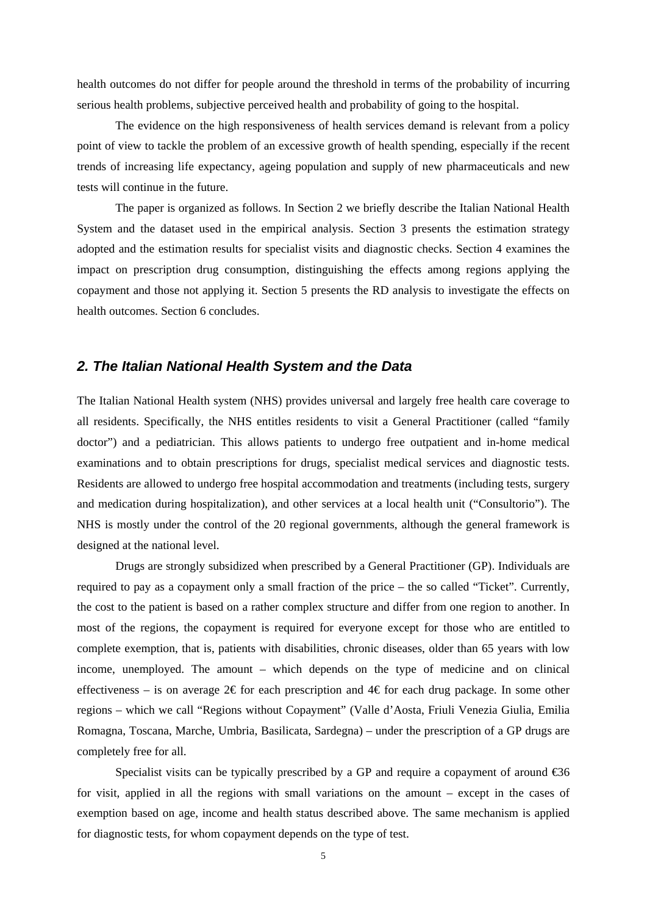health outcomes do not differ for people around the threshold in terms of the probability of incurring serious health problems, subjective perceived health and probability of going to the hospital.

The evidence on the high responsiveness of health services demand is relevant from a policy point of view to tackle the problem of an excessive growth of health spending, especially if the recent trends of increasing life expectancy, ageing population and supply of new pharmaceuticals and new tests will continue in the future.

The paper is organized as follows. In Section 2 we briefly describe the Italian National Health System and the dataset used in the empirical analysis. Section 3 presents the estimation strategy adopted and the estimation results for specialist visits and diagnostic checks. Section 4 examines the impact on prescription drug consumption, distinguishing the effects among regions applying the copayment and those not applying it. Section 5 presents the RD analysis to investigate the effects on health outcomes. Section 6 concludes.

## *2. The Italian National Health System and the Data*

The Italian National Health system (NHS) provides universal and largely free health care coverage to all residents. Specifically, the NHS entitles residents to visit a General Practitioner (called "family doctor") and a pediatrician. This allows patients to undergo free outpatient and in-home medical examinations and to obtain prescriptions for drugs, specialist medical services and diagnostic tests. Residents are allowed to undergo free hospital accommodation and treatments (including tests, surgery and medication during hospitalization), and other services at a local health unit ("Consultorio"). The NHS is mostly under the control of the 20 regional governments, although the general framework is designed at the national level.

Drugs are strongly subsidized when prescribed by a General Practitioner (GP). Individuals are required to pay as a copayment only a small fraction of the price – the so called "Ticket". Currently, the cost to the patient is based on a rather complex structure and differ from one region to another. In most of the regions, the copayment is required for everyone except for those who are entitled to complete exemption, that is, patients with disabilities, chronic diseases, older than 65 years with low income, unemployed. The amount – which depends on the type of medicine and on clinical effectiveness – is on average 2€ for each prescription and 4€ for each drug package. In some other regions – which we call "Regions without Copayment" (Valle d'Aosta, Friuli Venezia Giulia, Emilia Romagna, Toscana, Marche, Umbria, Basilicata, Sardegna) – under the prescription of a GP drugs are completely free for all.

Specialist visits can be typically prescribed by a GP and require a copayment of around €36 for visit, applied in all the regions with small variations on the amount – except in the cases of exemption based on age, income and health status described above. The same mechanism is applied for diagnostic tests, for whom copayment depends on the type of test.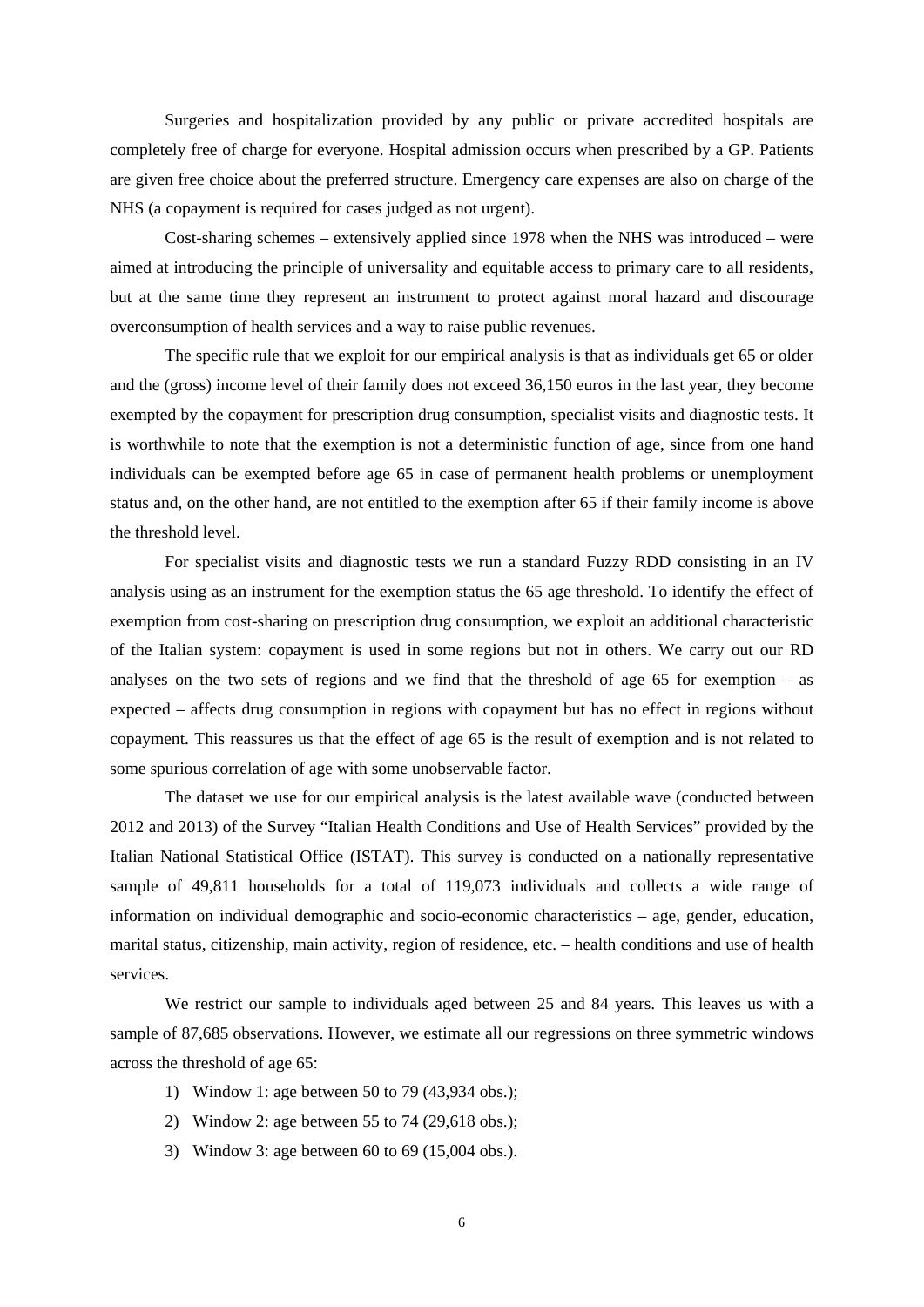Surgeries and hospitalization provided by any public or private accredited hospitals are completely free of charge for everyone. Hospital admission occurs when prescribed by a GP. Patients are given free choice about the preferred structure. Emergency care expenses are also on charge of the NHS (a copayment is required for cases judged as not urgent).

Cost-sharing schemes – extensively applied since 1978 when the NHS was introduced – were aimed at introducing the principle of universality and equitable access to primary care to all residents, but at the same time they represent an instrument to protect against moral hazard and discourage overconsumption of health services and a way to raise public revenues.

The specific rule that we exploit for our empirical analysis is that as individuals get 65 or older and the (gross) income level of their family does not exceed 36,150 euros in the last year, they become exempted by the copayment for prescription drug consumption, specialist visits and diagnostic tests. It is worthwhile to note that the exemption is not a deterministic function of age, since from one hand individuals can be exempted before age 65 in case of permanent health problems or unemployment status and, on the other hand, are not entitled to the exemption after 65 if their family income is above the threshold level.

For specialist visits and diagnostic tests we run a standard Fuzzy RDD consisting in an IV analysis using as an instrument for the exemption status the 65 age threshold. To identify the effect of exemption from cost-sharing on prescription drug consumption, we exploit an additional characteristic of the Italian system: copayment is used in some regions but not in others. We carry out our RD analyses on the two sets of regions and we find that the threshold of age 65 for exemption – as expected – affects drug consumption in regions with copayment but has no effect in regions without copayment. This reassures us that the effect of age 65 is the result of exemption and is not related to some spurious correlation of age with some unobservable factor.

The dataset we use for our empirical analysis is the latest available wave (conducted between 2012 and 2013) of the Survey "Italian Health Conditions and Use of Health Services" provided by the Italian National Statistical Office (ISTAT). This survey is conducted on a nationally representative sample of 49,811 households for a total of 119,073 individuals and collects a wide range of information on individual demographic and socio-economic characteristics – age, gender, education, marital status, citizenship, main activity, region of residence, etc. – health conditions and use of health services.

We restrict our sample to individuals aged between 25 and 84 years. This leaves us with a sample of 87,685 observations. However, we estimate all our regressions on three symmetric windows across the threshold of age 65:

1) Window 1: age between 50 to 79 (43,934 obs.);
2) Window 2: age between 55 to 74 (29,618 obs.);
3) Window 3: age between 60 to 69 (15,004 obs.).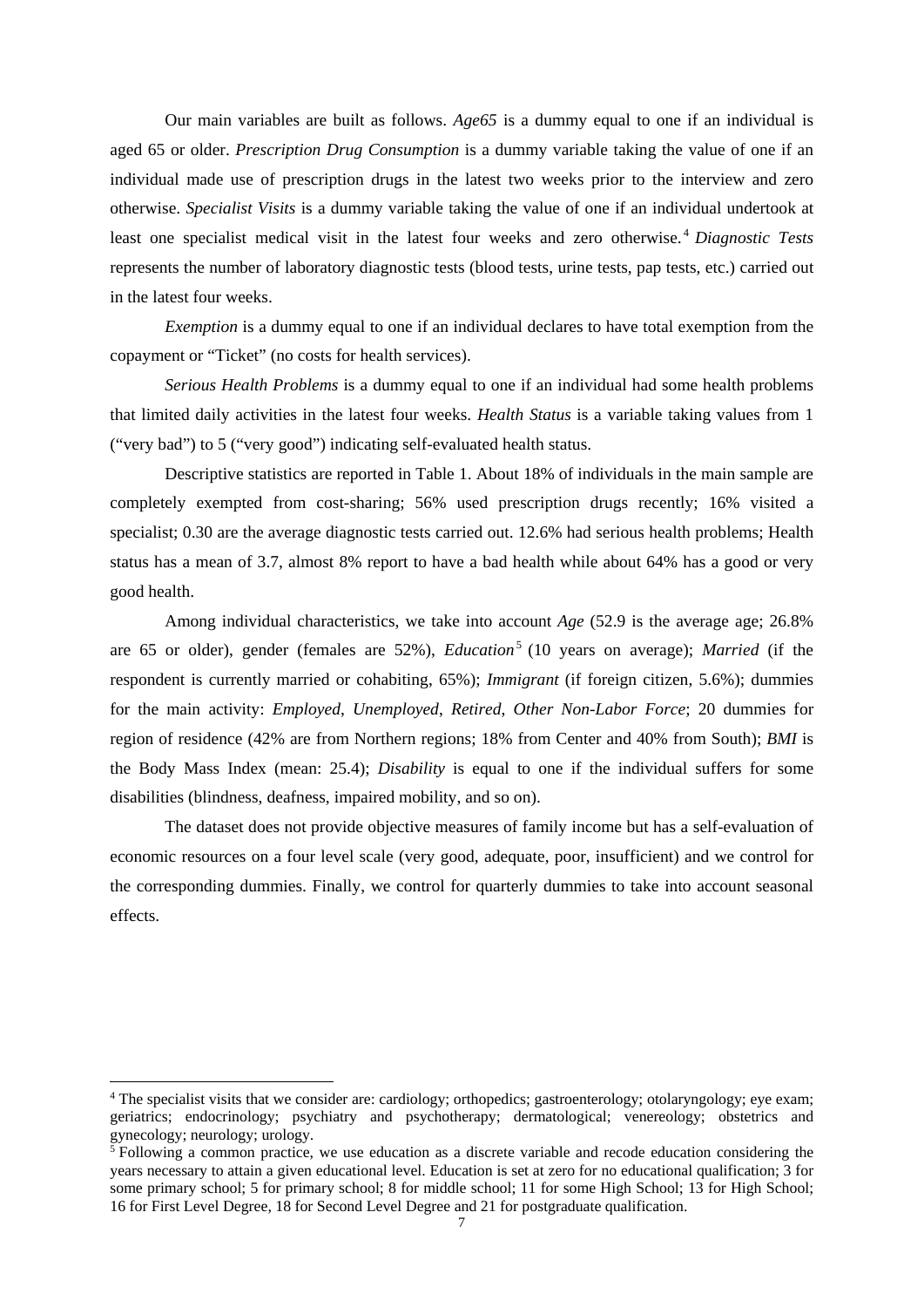Our main variables are built as follows. *Age65* is a dummy equal to one if an individual is aged 65 or older. *Prescription Drug Consumption* is a dummy variable taking the value of one if an individual made use of prescription drugs in the latest two weeks prior to the interview and zero otherwise. *Specialist Visits* is a dummy variable taking the value of one if an individual undertook at least one specialist medical visit in the latest four weeks and zero otherwise.[4] *Diagnostic Tests* represents the number of laboratory diagnostic tests (blood tests, urine tests, pap tests, etc.) carried out in the latest four weeks.

*Exemption* is a dummy equal to one if an individual declares to have total exemption from the copayment or "Ticket" (no costs for health services).

*Serious Health Problems* is a dummy equal to one if an individual had some health problems that limited daily activities in the latest four weeks. *Health Status* is a variable taking values from 1 ("very bad") to 5 ("very good") indicating self-evaluated health status.

Descriptive statistics are reported in Table 1. About 18% of individuals in the main sample are completely exempted from cost-sharing; 56% used prescription drugs recently; 16% visited a specialist; 0.30 are the average diagnostic tests carried out. 12.6% had serious health problems; Health status has a mean of 3.7, almost 8% report to have a bad health while about 64% has a good or very good health.

Among individual characteristics, we take into account *Age* (52.9 is the average age; 26.8% are 65 or older), gender (females are 52%), *Education*[5] (10 years on average); *Married* (if the respondent is currently married or cohabiting, 65%); *Immigrant* (if foreign citizen, 5.6%); dummies for the main activity: *Employed*, *Unemployed*, *Retired*, *Other Non-Labor Force*; 20 dummies for region of residence (42% are from Northern regions; 18% from Center and 40% from South); *BMI* is the Body Mass Index (mean: 25.4); *Disability* is equal to one if the individual suffers for some disabilities (blindness, deafness, impaired mobility, and so on).

The dataset does not provide objective measures of family income but has a self-evaluation of economic resources on a four level scale (very good, adequate, poor, insufficient) and we control for the corresponding dummies. Finally, we control for quarterly dummies to take into account seasonal effects.

---

[4] The specialist visits that we consider are: cardiology; orthopedics; gastroenterology; otolaryngology; eye exam; geriatrics; endocrinology; psychiatry and psychotherapy; dermatological; venereology; obstetrics and gynecology; neurology; urology.

[5] Following a common practice, we use education as a discrete variable and recode education considering the years necessary to attain a given educational level. Education is set at zero for no educational qualification; 3 for some primary school; 5 for primary school; 8 for middle school; 11 for some High School; 13 for High School; 16 for First Level Degree, 18 for Second Level Degree and 21 for postgraduate qualification.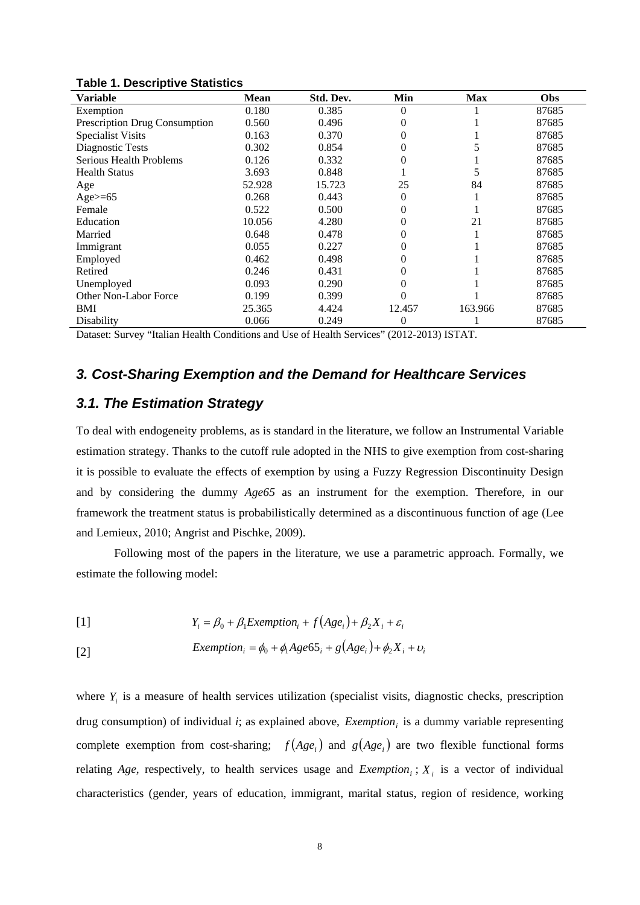**Table 1. Descriptive Statistics**

| Variable | Mean | Std. Dev. | Min | Max | Obs |
|---|---|---|---|---|---|
| Exemption | 0.180 | 0.385 | 0 | 1 | 87685 |
| Prescription Drug Consumption | 0.560 | 0.496 | 0 | 1 | 87685 |
| Specialist Visits | 0.163 | 0.370 | 0 | 1 | 87685 |
| Diagnostic Tests | 0.302 | 0.854 | 0 | 5 | 87685 |
| Serious Health Problems | 0.126 | 0.332 | 0 | 1 | 87685 |
| Health Status | 3.693 | 0.848 | 1 | 5 | 87685 |
| Age | 52.928 | 15.723 | 25 | 84 | 87685 |
| Age>=65 | 0.268 | 0.443 | 0 | 1 | 87685 |
| Female | 0.522 | 0.500 | 0 | 1 | 87685 |
| Education | 10.056 | 4.280 | 0 | 21 | 87685 |
| Married | 0.648 | 0.478 | 0 | 1 | 87685 |
| Immigrant | 0.055 | 0.227 | 0 | 1 | 87685 |
| Employed | 0.462 | 0.498 | 0 | 1 | 87685 |
| Retired | 0.246 | 0.431 | 0 | 1 | 87685 |
| Unemployed | 0.093 | 0.290 | 0 | 1 | 87685 |
| Other Non-Labor Force | 0.199 | 0.399 | 0 | 1 | 87685 |
| BMI | 25.365 | 4.424 | 12.457 | 163.966 | 87685 |
| Disability | 0.066 | 0.249 | 0 | 1 | 87685 |

Dataset: Survey "Italian Health Conditions and Use of Health Services" (2012-2013) ISTAT.

## *3. Cost-Sharing Exemption and the Demand for Healthcare Services*

### *3.1. The Estimation Strategy*

To deal with endogeneity problems, as is standard in the literature, we follow an Instrumental Variable estimation strategy. Thanks to the cutoff rule adopted in the NHS to give exemption from cost-sharing it is possible to evaluate the effects of exemption by using a Fuzzy Regression Discontinuity Design and by considering the dummy *Age65* as an instrument for the exemption. Therefore, in our framework the treatment status is probabilistically determined as a discontinuous function of age (Lee and Lemieux, 2010; Angrist and Pischke, 2009).

Following most of the papers in the literature, we use a parametric approach. Formally, we estimate the following model:

$$[1] \qquad Y_i = \beta_0 + \beta_1 Exemption_i + f(Age_i) + \beta_2 X_i + \varepsilon_i$$

$$[2] \qquad Exemption_i = \phi_0 + \phi_1 Age65_i + g(Age_i) + \phi_2 X_i + \upsilon_i$$

where $Y_i$ is a measure of health services utilization (specialist visits, diagnostic checks, prescription drug consumption) of individual *i*; as explained above, $Exemption_i$ is a dummy variable representing complete exemption from cost-sharing; $f(Age_i)$ and $g(Age_i)$ are two flexible functional forms relating *Age*, respectively, to health services usage and $Exemption_i$; $X_i$ is a vector of individual characteristics (gender, years of education, immigrant, marital status, region of residence, working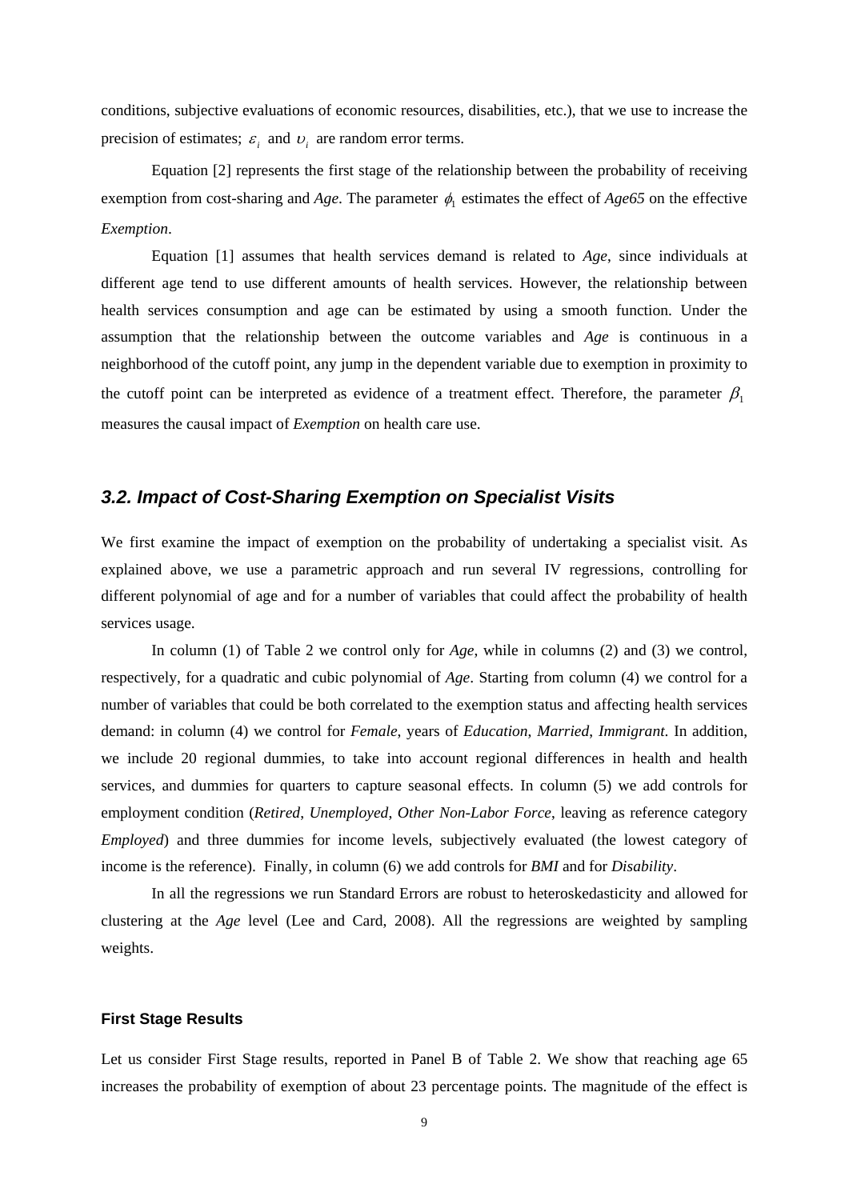conditions, subjective evaluations of economic resources, disabilities, etc.), that we use to increase the precision of estimates; $\varepsilon_i$ and $\upsilon_i$ are random error terms.

Equation [2] represents the first stage of the relationship between the probability of receiving exemption from cost-sharing and *Age*. The parameter $\phi_1$ estimates the effect of *Age65* on the effective *Exemption*.

Equation [1] assumes that health services demand is related to *Age*, since individuals at different age tend to use different amounts of health services. However, the relationship between health services consumption and age can be estimated by using a smooth function. Under the assumption that the relationship between the outcome variables and *Age* is continuous in a neighborhood of the cutoff point, any jump in the dependent variable due to exemption in proximity to the cutoff point can be interpreted as evidence of a treatment effect. Therefore, the parameter $\beta_1$ measures the causal impact of *Exemption* on health care use.

## *3.2. Impact of Cost-Sharing Exemption on Specialist Visits*

We first examine the impact of exemption on the probability of undertaking a specialist visit. As explained above, we use a parametric approach and run several IV regressions, controlling for different polynomial of age and for a number of variables that could affect the probability of health services usage.

In column (1) of Table 2 we control only for *Age*, while in columns (2) and (3) we control, respectively, for a quadratic and cubic polynomial of *Age*. Starting from column (4) we control for a number of variables that could be both correlated to the exemption status and affecting health services demand: in column (4) we control for *Female*, years of *Education*, *Married*, *Immigrant*. In addition, we include 20 regional dummies, to take into account regional differences in health and health services, and dummies for quarters to capture seasonal effects. In column (5) we add controls for employment condition (*Retired*, *Unemployed*, *Other Non-Labor Force*, leaving as reference category *Employed*) and three dummies for income levels, subjectively evaluated (the lowest category of income is the reference). Finally, in column (6) we add controls for *BMI* and for *Disability*.

In all the regressions we run Standard Errors are robust to heteroskedasticity and allowed for clustering at the *Age* level (Lee and Card, 2008). All the regressions are weighted by sampling weights.

### First Stage Results

Let us consider First Stage results, reported in Panel B of Table 2. We show that reaching age 65 increases the probability of exemption of about 23 percentage points. The magnitude of the effect is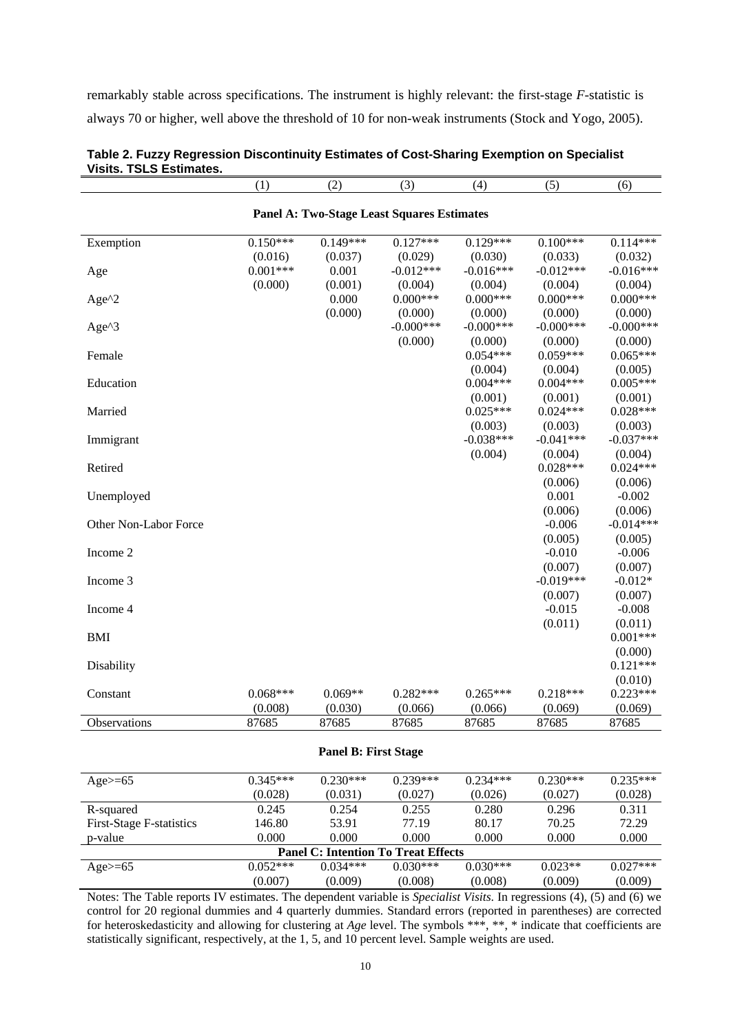remarkably stable across specifications. The instrument is highly relevant: the first-stage *F*-statistic is always 70 or higher, well above the threshold of 10 for non-weak instruments (Stock and Yogo, 2005).

**Table 2. Fuzzy Regression Discontinuity Estimates of Cost-Sharing Exemption on Specialist Visits. TSLS Estimates.**

| | (1) | (2) | (3) | (4) | (5) | (6) |
|---|---|---|---|---|---|---|
| **Panel A: Two-Stage Least Squares Estimates** | | | | | | |
| Exemption | 0.150*** | 0.149*** | 0.127*** | 0.129*** | 0.100*** | 0.114*** |
| | (0.016) | (0.037) | (0.029) | (0.030) | (0.033) | (0.032) |
| Age | 0.001*** | 0.001 | -0.012*** | -0.016*** | -0.012*** | -0.016*** |
| | (0.000) | (0.001) | (0.004) | (0.004) | (0.004) | (0.004) |
| Age^2 | | 0.000 | 0.000*** | 0.000*** | 0.000*** | 0.000*** |
| | | (0.000) | (0.000) | (0.000) | (0.000) | (0.000) |
| Age^3 | | | -0.000*** | -0.000*** | -0.000*** | -0.000*** |
| | | | (0.000) | (0.000) | (0.000) | (0.000) |
| Female | | | | 0.054*** | 0.059*** | 0.065*** |
| | | | | (0.004) | (0.004) | (0.005) |
| Education | | | | 0.004*** | 0.004*** | 0.005*** |
| | | | | (0.001) | (0.001) | (0.001) |
| Married | | | | 0.025*** | 0.024*** | 0.028*** |
| | | | | (0.003) | (0.003) | (0.003) |
| Immigrant | | | | -0.038*** | -0.041*** | -0.037*** |
| | | | | (0.004) | (0.004) | (0.004) |
| Retired | | | | | 0.028*** | 0.024*** |
| | | | | | (0.006) | (0.006) |
| Unemployed | | | | | 0.001 | -0.002 |
| | | | | | (0.006) | (0.006) |
| Other Non-Labor Force | | | | | -0.006 | -0.014*** |
| | | | | | (0.005) | (0.005) |
| Income 2 | | | | | -0.010 | -0.006 |
| | | | | | (0.007) | (0.007) |
| Income 3 | | | | | -0.019*** | -0.012* |
| | | | | | (0.007) | (0.007) |
| Income 4 | | | | | -0.015 | -0.008 |
| | | | | | (0.011) | (0.011) |
| BMI | | | | | | 0.001*** |
| | | | | | | (0.000) |
| Disability | | | | | | 0.121*** |
| | | | | | | (0.010) |
| Constant | 0.068*** | 0.069** | 0.282*** | 0.265*** | 0.218*** | 0.223*** |
| | (0.008) | (0.030) | (0.066) | (0.066) | (0.069) | (0.069) |
| Observations | 87685 | 87685 | 87685 | 87685 | 87685 | 87685 |
| **Panel B: First Stage** | | | | | | |
| Age>=65 | 0.345*** | 0.230*** | 0.239*** | 0.234*** | 0.230*** | 0.235*** |
| | (0.028) | (0.031) | (0.027) | (0.026) | (0.027) | (0.028) |
| R-squared | 0.245 | 0.254 | 0.255 | 0.280 | 0.296 | 0.311 |
| First-Stage F-statistics | 146.80 | 53.91 | 77.19 | 80.17 | 70.25 | 72.29 |
| p-value | 0.000 | 0.000 | 0.000 | 0.000 | 0.000 | 0.000 |
| **Panel C: Intention To Treat Effects** | | | | | | |
| Age>=65 | 0.052*** | 0.034*** | 0.030*** | 0.030*** | 0.023** | 0.027*** |
| | (0.007) | (0.009) | (0.008) | (0.008) | (0.009) | (0.009) |

Notes: The Table reports IV estimates. The dependent variable is *Specialist Visits*. In regressions (4), (5) and (6) we control for 20 regional dummies and 4 quarterly dummies. Standard errors (reported in parentheses) are corrected for heteroskedasticity and allowing for clustering at *Age* level. The symbols ***, **, * indicate that coefficients are statistically significant, respectively, at the 1, 5, and 10 percent level. Sample weights are used.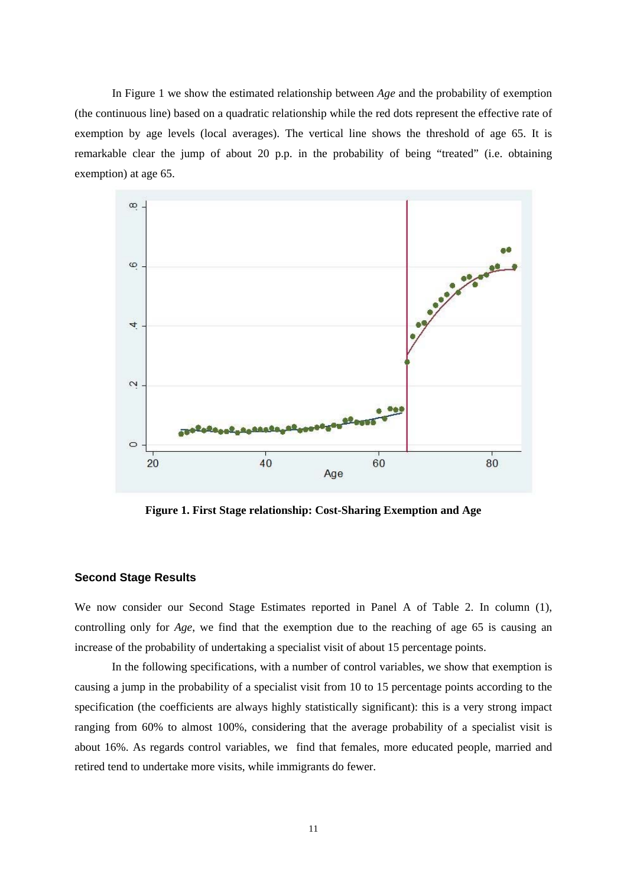In Figure 1 we show the estimated relationship between *Age* and the probability of exemption (the continuous line) based on a quadratic relationship while the red dots represent the effective rate of exemption by age levels (local averages). The vertical line shows the threshold of age 65. It is remarkable clear the jump of about 20 p.p. in the probability of being "treated" (i.e. obtaining exemption) at age 65.

**Figure 1. First Stage relationship: Cost-Sharing Exemption and Age**

### Second Stage Results

We now consider our Second Stage Estimates reported in Panel A of Table 2. In column (1), controlling only for *Age*, we find that the exemption due to the reaching of age 65 is causing an increase of the probability of undertaking a specialist visit of about 15 percentage points.

In the following specifications, with a number of control variables, we show that exemption is causing a jump in the probability of a specialist visit from 10 to 15 percentage points according to the specification (the coefficients are always highly statistically significant): this is a very strong impact ranging from 60% to almost 100%, considering that the average probability of a specialist visit is about 16%. As regards control variables, we find that females, more educated people, married and retired tend to undertake more visits, while immigrants do fewer.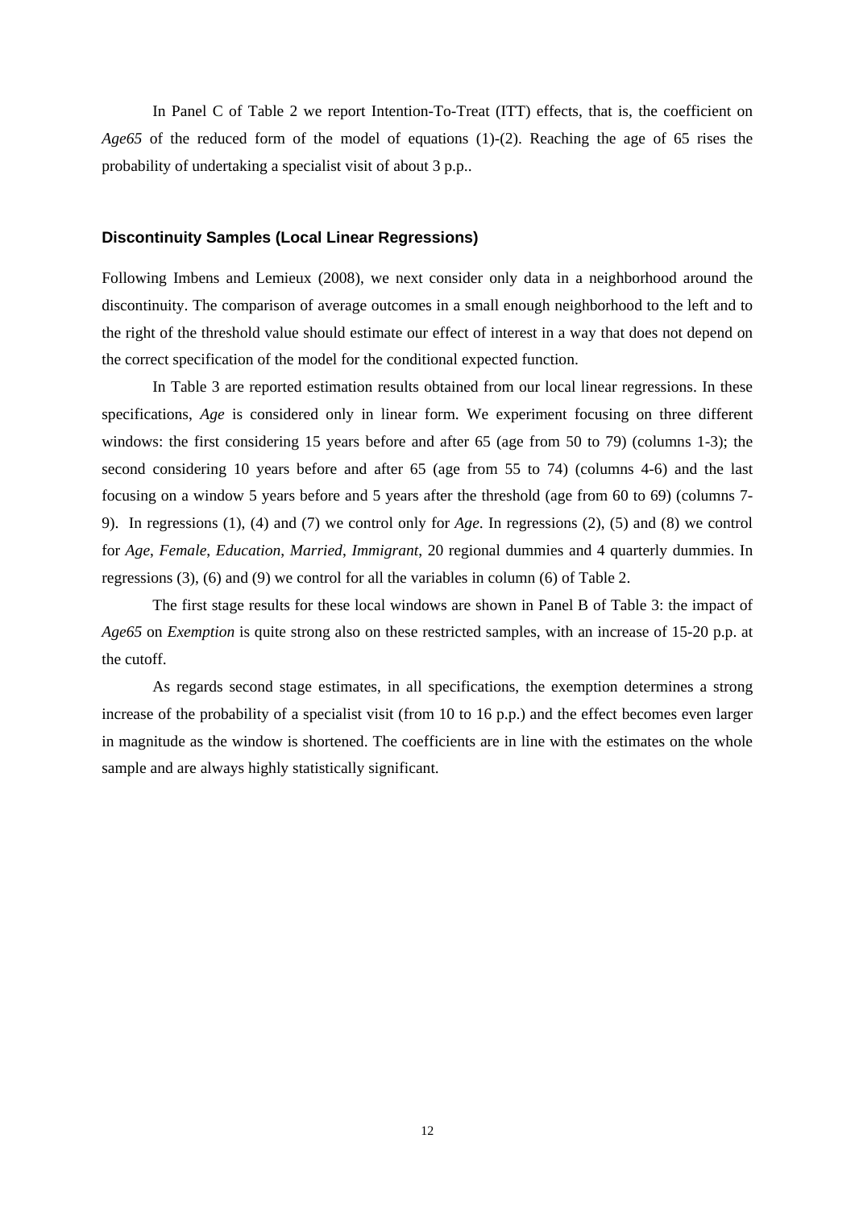In Panel C of Table 2 we report Intention-To-Treat (ITT) effects, that is, the coefficient on *Age65* of the reduced form of the model of equations (1)-(2). Reaching the age of 65 rises the probability of undertaking a specialist visit of about 3 p.p..

### Discontinuity Samples (Local Linear Regressions)

Following Imbens and Lemieux (2008), we next consider only data in a neighborhood around the discontinuity. The comparison of average outcomes in a small enough neighborhood to the left and to the right of the threshold value should estimate our effect of interest in a way that does not depend on the correct specification of the model for the conditional expected function.

In Table 3 are reported estimation results obtained from our local linear regressions. In these specifications, *Age* is considered only in linear form. We experiment focusing on three different windows: the first considering 15 years before and after 65 (age from 50 to 79) (columns 1-3); the second considering 10 years before and after 65 (age from 55 to 74) (columns 4-6) and the last focusing on a window 5 years before and 5 years after the threshold (age from 60 to 69) (columns 7-9). In regressions (1), (4) and (7) we control only for *Age*. In regressions (2), (5) and (8) we control for *Age*, *Female*, *Education*, *Married*, *Immigrant*, 20 regional dummies and 4 quarterly dummies. In regressions (3), (6) and (9) we control for all the variables in column (6) of Table 2.

The first stage results for these local windows are shown in Panel B of Table 3: the impact of *Age65* on *Exemption* is quite strong also on these restricted samples, with an increase of 15-20 p.p. at the cutoff.

As regards second stage estimates, in all specifications, the exemption determines a strong increase of the probability of a specialist visit (from 10 to 16 p.p.) and the effect becomes even larger in magnitude as the window is shortened. The coefficients are in line with the estimates on the whole sample and are always highly statistically significant.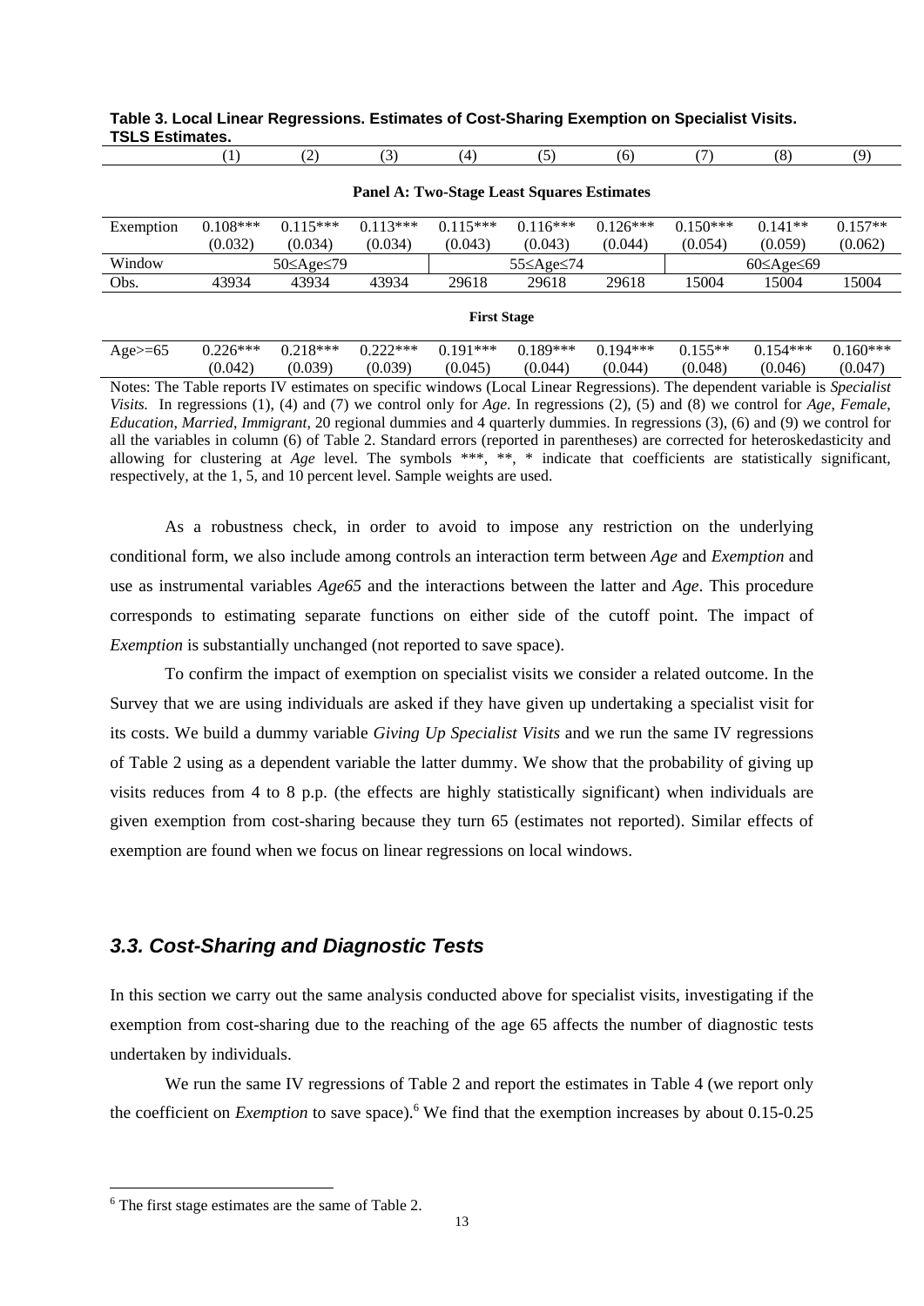**Table 3. Local Linear Regressions. Estimates of Cost-Sharing Exemption on Specialist Visits. TSLS Estimates.**

| | (1) | (2) | (3) | (4) | (5) | (6) | (7) | (8) | (9) |
|---|---|---|---|---|---|---|---|---|---|
| | **Panel A: Two-Stage Least Squares Estimates** | | | | | | | | |
| Exemption | 0.108*** | 0.115*** | 0.113*** | 0.115*** | 0.116*** | 0.126*** | 0.150*** | 0.141** | 0.157** |
| | (0.032) | (0.034) | (0.034) | (0.043) | (0.043) | (0.044) | (0.054) | (0.059) | (0.062) |
| Window | 50≤Age≤79 | | | 55≤Age≤74 | | | 60≤Age≤69 | | |
| Obs. | 43934 | 43934 | 43934 | 29618 | 29618 | 29618 | 15004 | 15004 | 15004 |
| | **First Stage** | | | | | | | | |
| Age>=65 | 0.226*** | 0.218*** | 0.222*** | 0.191*** | 0.189*** | 0.194*** | 0.155** | 0.154*** | 0.160*** |
| | (0.042) | (0.039) | (0.039) | (0.045) | (0.044) | (0.044) | (0.048) | (0.046) | (0.047) |

Notes: The Table reports IV estimates on specific windows (Local Linear Regressions). The dependent variable is *Specialist Visits.* In regressions (1), (4) and (7) we control only for *Age*. In regressions (2), (5) and (8) we control for *Age*, *Female*, *Education*, *Married*, *Immigrant*, 20 regional dummies and 4 quarterly dummies. In regressions (3), (6) and (9) we control for all the variables in column (6) of Table 2. Standard errors (reported in parentheses) are corrected for heteroskedasticity and allowing for clustering at *Age* level. The symbols ***, **, * indicate that coefficients are statistically significant, respectively, at the 1, 5, and 10 percent level. Sample weights are used.

As a robustness check, in order to avoid to impose any restriction on the underlying conditional form, we also include among controls an interaction term between *Age* and *Exemption* and use as instrumental variables *Age65* and the interactions between the latter and *Age*. This procedure corresponds to estimating separate functions on either side of the cutoff point. The impact of *Exemption* is substantially unchanged (not reported to save space).

To confirm the impact of exemption on specialist visits we consider a related outcome. In the Survey that we are using individuals are asked if they have given up undertaking a specialist visit for its costs. We build a dummy variable *Giving Up Specialist Visits* and we run the same IV regressions of Table 2 using as a dependent variable the latter dummy. We show that the probability of giving up visits reduces from 4 to 8 p.p. (the effects are highly statistically significant) when individuals are given exemption from cost-sharing because they turn 65 (estimates not reported). Similar effects of exemption are found when we focus on linear regressions on local windows.

### *3.3. Cost-Sharing and Diagnostic Tests*

In this section we carry out the same analysis conducted above for specialist visits, investigating if the exemption from cost-sharing due to the reaching of the age 65 affects the number of diagnostic tests undertaken by individuals.

We run the same IV regressions of Table 2 and report the estimates in Table 4 (we report only the coefficient on *Exemption* to save space).[6] We find that the exemption increases by about 0.15-0.25

[6] The first stage estimates are the same of Table 2.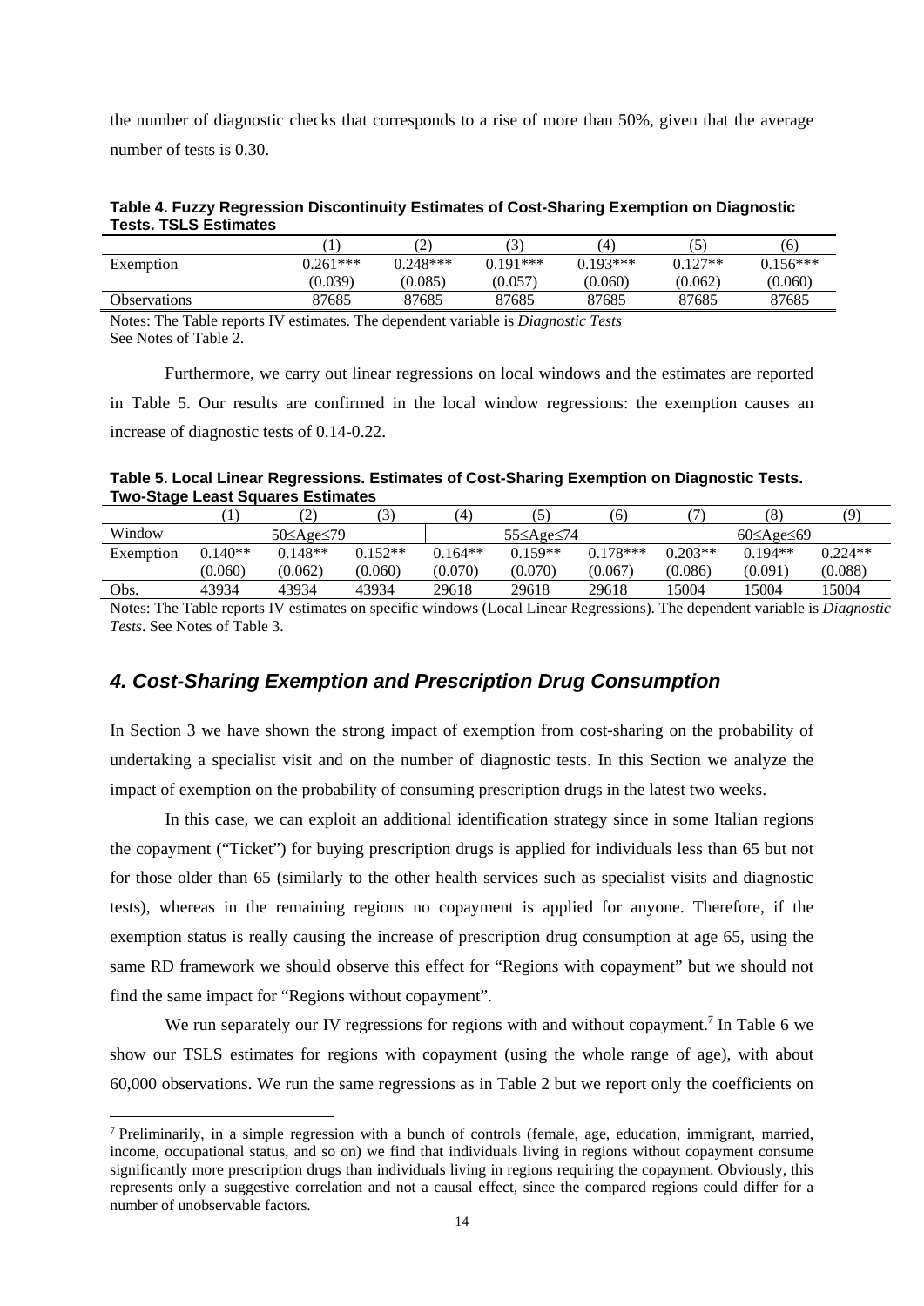the number of diagnostic checks that corresponds to a rise of more than 50%, given that the average number of tests is 0.30.

**Table 4. Fuzzy Regression Discontinuity Estimates of Cost-Sharing Exemption on Diagnostic Tests. TSLS Estimates**

| | (1) | (2) | (3) | (4) | (5) | (6) |
|---|---|---|---|---|---|---|
| Exemption | 0.261*** | 0.248*** | 0.191*** | 0.193*** | 0.127** | 0.156*** |
| | (0.039) | (0.085) | (0.057) | (0.060) | (0.062) | (0.060) |
| Observations | 87685 | 87685 | 87685 | 87685 | 87685 | 87685 |

Notes: The Table reports IV estimates. The dependent variable is *Diagnostic Tests*
See Notes of Table 2.

Furthermore, we carry out linear regressions on local windows and the estimates are reported in Table 5. Our results are confirmed in the local window regressions: the exemption causes an increase of diagnostic tests of 0.14-0.22.

**Table 5. Local Linear Regressions. Estimates of Cost-Sharing Exemption on Diagnostic Tests. Two-Stage Least Squares Estimates**

| | (1) | (2) | (3) | (4) | (5) | (6) | (7) | (8) | (9) |
|---|---|---|---|---|---|---|---|---|---|
| Window | 50≤Age≤79 | | | 55≤Age≤74 | | | 60≤Age≤69 | | |
| Exemption | 0.140** | 0.148** | 0.152** | 0.164** | 0.159** | 0.178*** | 0.203** | 0.194** | 0.224** |
| | (0.060) | (0.062) | (0.060) | (0.070) | (0.070) | (0.067) | (0.086) | (0.091) | (0.088) |
| Obs. | 43934 | 43934 | 43934 | 29618 | 29618 | 29618 | 15004 | 15004 | 15004 |

Notes: The Table reports IV estimates on specific windows (Local Linear Regressions). The dependent variable is *Diagnostic Tests*. See Notes of Table 3.

## *4. Cost-Sharing Exemption and Prescription Drug Consumption*

In Section 3 we have shown the strong impact of exemption from cost-sharing on the probability of undertaking a specialist visit and on the number of diagnostic tests. In this Section we analyze the impact of exemption on the probability of consuming prescription drugs in the latest two weeks.

In this case, we can exploit an additional identification strategy since in some Italian regions the copayment ("Ticket") for buying prescription drugs is applied for individuals less than 65 but not for those older than 65 (similarly to the other health services such as specialist visits and diagnostic tests), whereas in the remaining regions no copayment is applied for anyone. Therefore, if the exemption status is really causing the increase of prescription drug consumption at age 65, using the same RD framework we should observe this effect for "Regions with copayment" but we should not find the same impact for "Regions without copayment".

We run separately our IV regressions for regions with and without copayment.[7] In Table 6 we show our TSLS estimates for regions with copayment (using the whole range of age), with about 60,000 observations. We run the same regressions as in Table 2 but we report only the coefficients on

[7] Preliminarily, in a simple regression with a bunch of controls (female, age, education, immigrant, married, income, occupational status, and so on) we find that individuals living in regions without copayment consume significantly more prescription drugs than individuals living in regions requiring the copayment. Obviously, this represents only a suggestive correlation and not a causal effect, since the compared regions could differ for a number of unobservable factors.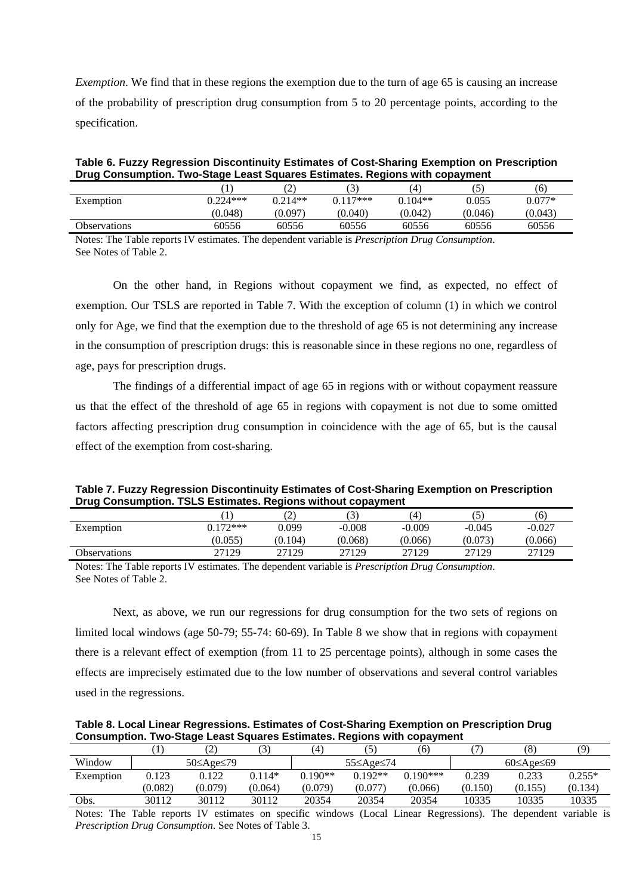*Exemption*. We find that in these regions the exemption due to the turn of age 65 is causing an increase of the probability of prescription drug consumption from 5 to 20 percentage points, according to the specification.

**Table 6. Fuzzy Regression Discontinuity Estimates of Cost-Sharing Exemption on Prescription Drug Consumption. Two-Stage Least Squares Estimates. Regions with copayment**

| | (1) | (2) | (3) | (4) | (5) | (6) |
|---|---|---|---|---|---|---|
| Exemption | 0.224*** | 0.214** | 0.117*** | 0.104** | 0.055 | 0.077* |
| | (0.048) | (0.097) | (0.040) | (0.042) | (0.046) | (0.043) |
| Observations | 60556 | 60556 | 60556 | 60556 | 60556 | 60556 |

Notes: The Table reports IV estimates. The dependent variable is *Prescription Drug Consumption*. See Notes of Table 2.

On the other hand, in Regions without copayment we find, as expected, no effect of exemption. Our TSLS are reported in Table 7. With the exception of column (1) in which we control only for Age, we find that the exemption due to the threshold of age 65 is not determining any increase in the consumption of prescription drugs: this is reasonable since in these regions no one, regardless of age, pays for prescription drugs.

The findings of a differential impact of age 65 in regions with or without copayment reassure us that the effect of the threshold of age 65 in regions with copayment is not due to some omitted factors affecting prescription drug consumption in coincidence with the age of 65, but is the causal effect of the exemption from cost-sharing.

**Table 7. Fuzzy Regression Discontinuity Estimates of Cost-Sharing Exemption on Prescription Drug Consumption. TSLS Estimates. Regions without copayment**

| | (1) | (2) | (3) | (4) | (5) | (6) |
|---|---|---|---|---|---|---|
| Exemption | 0.172*** | 0.099 | -0.008 | -0.009 | -0.045 | -0.027 |
| | (0.055) | (0.104) | (0.068) | (0.066) | (0.073) | (0.066) |
| Observations | 27129 | 27129 | 27129 | 27129 | 27129 | 27129 |

Notes: The Table reports IV estimates. The dependent variable is *Prescription Drug Consumption*. See Notes of Table 2.

Next, as above, we run our regressions for drug consumption for the two sets of regions on limited local windows (age 50-79; 55-74: 60-69). In Table 8 we show that in regions with copayment there is a relevant effect of exemption (from 11 to 25 percentage points), although in some cases the effects are imprecisely estimated due to the low number of observations and several control variables used in the regressions.

**Table 8. Local Linear Regressions. Estimates of Cost-Sharing Exemption on Prescription Drug Consumption. Two-Stage Least Squares Estimates. Regions with copayment**

| | (1) | (2) | (3) | (4) | (5) | (6) | (7) | (8) | (9) |
|---|---|---|---|---|---|---|---|---|---|
| Window | 50≤Age≤79 | | | 55≤Age≤74 | | | 60≤Age≤69 | | |
| Exemption | 0.123 | 0.122 | 0.114* | 0.190** | 0.192** | 0.190*** | 0.239 | 0.233 | 0.255* |
| | (0.082) | (0.079) | (0.064) | (0.079) | (0.077) | (0.066) | (0.150) | (0.155) | (0.134) |
| Obs. | 30112 | 30112 | 30112 | 20354 | 20354 | 20354 | 10335 | 10335 | 10335 |

Notes: The Table reports IV estimates on specific windows (Local Linear Regressions). The dependent variable is *Prescription Drug Consumption*. See Notes of Table 3.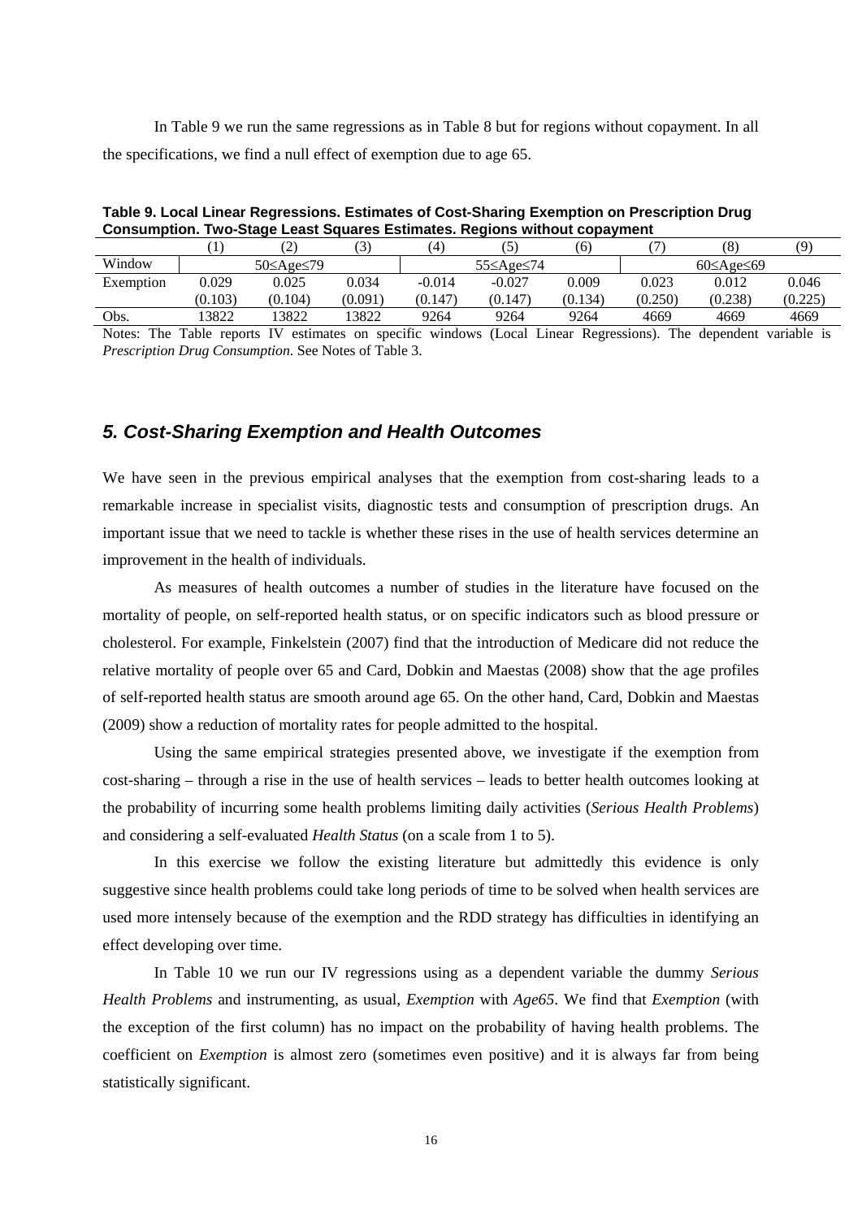In Table 9 we run the same regressions as in Table 8 but for regions without copayment. In all the specifications, we find a null effect of exemption due to age 65.

**Table 9. Local Linear Regressions. Estimates of Cost-Sharing Exemption on Prescription Drug Consumption. Two-Stage Least Squares Estimates. Regions without copayment**

| | (1) | (2) | (3) | (4) | (5) | (6) | (7) | (8) | (9) |
|---|---|---|---|---|---|---|---|---|---|
| Window | 50≤Age≤79 | | | 55≤Age≤74 | | | 60≤Age≤69 | | |
| Exemption | 0.029 | 0.025 | 0.034 | -0.014 | -0.027 | 0.009 | 0.023 | 0.012 | 0.046 |
| | (0.103) | (0.104) | (0.091) | (0.147) | (0.147) | (0.134) | (0.250) | (0.238) | (0.225) |
| Obs. | 13822 | 13822 | 13822 | 9264 | 9264 | 9264 | 4669 | 4669 | 4669 |

Notes: The Table reports IV estimates on specific windows (Local Linear Regressions). The dependent variable is *Prescription Drug Consumption*. See Notes of Table 3.

## *5. Cost-Sharing Exemption and Health Outcomes*

We have seen in the previous empirical analyses that the exemption from cost-sharing leads to a remarkable increase in specialist visits, diagnostic tests and consumption of prescription drugs. An important issue that we need to tackle is whether these rises in the use of health services determine an improvement in the health of individuals.

As measures of health outcomes a number of studies in the literature have focused on the mortality of people, on self-reported health status, or on specific indicators such as blood pressure or cholesterol. For example, Finkelstein (2007) find that the introduction of Medicare did not reduce the relative mortality of people over 65 and Card, Dobkin and Maestas (2008) show that the age profiles of self-reported health status are smooth around age 65. On the other hand, Card, Dobkin and Maestas (2009) show a reduction of mortality rates for people admitted to the hospital.

Using the same empirical strategies presented above, we investigate if the exemption from cost-sharing – through a rise in the use of health services – leads to better health outcomes looking at the probability of incurring some health problems limiting daily activities (*Serious Health Problems*) and considering a self-evaluated *Health Status* (on a scale from 1 to 5).

In this exercise we follow the existing literature but admittedly this evidence is only suggestive since health problems could take long periods of time to be solved when health services are used more intensely because of the exemption and the RDD strategy has difficulties in identifying an effect developing over time.

In Table 10 we run our IV regressions using as a dependent variable the dummy *Serious Health Problems* and instrumenting, as usual, *Exemption* with *Age65*. We find that *Exemption* (with the exception of the first column) has no impact on the probability of having health problems. The coefficient on *Exemption* is almost zero (sometimes even positive) and it is always far from being statistically significant.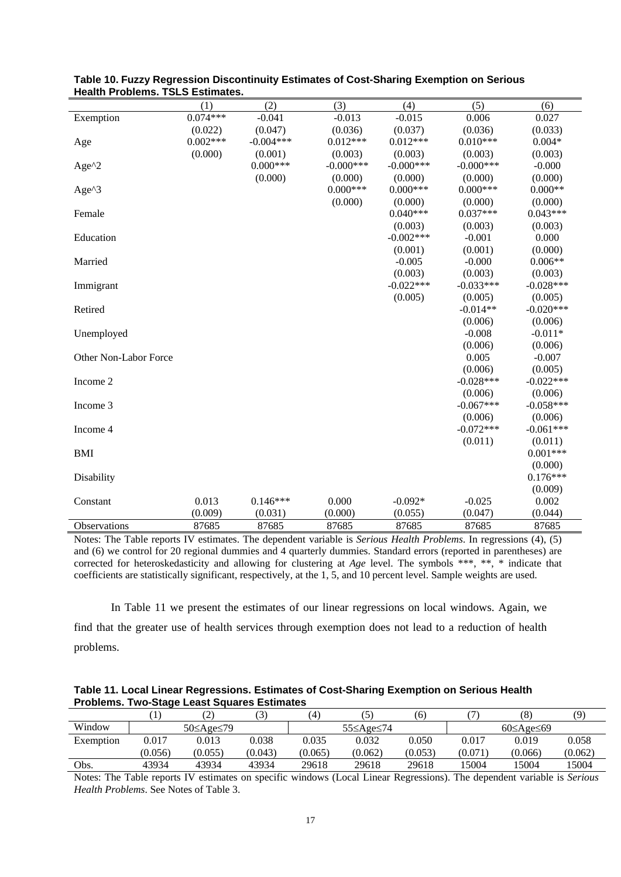**Table 10. Fuzzy Regression Discontinuity Estimates of Cost-Sharing Exemption on Serious Health Problems. TSLS Estimates.**

| | (1) | (2) | (3) | (4) | (5) | (6) |
|---|---|---|---|---|---|---|
| Exemption | 0.074*** | -0.041 | -0.013 | -0.015 | 0.006 | 0.027 |
| | (0.022) | (0.047) | (0.036) | (0.037) | (0.036) | (0.033) |
| Age | 0.002*** | -0.004*** | 0.012*** | 0.012*** | 0.010*** | 0.004* |
| | (0.000) | (0.001) | (0.003) | (0.003) | (0.003) | (0.003) |
| Age^2 | | 0.000*** | -0.000*** | -0.000*** | -0.000*** | -0.000 |
| | | (0.000) | (0.000) | (0.000) | (0.000) | (0.000) |
| Age^3 | | | 0.000*** | 0.000*** | 0.000*** | 0.000** |
| | | | (0.000) | (0.000) | (0.000) | (0.000) |
| Female | | | | 0.040*** | 0.037*** | 0.043*** |
| | | | | (0.003) | (0.003) | (0.003) |
| Education | | | | -0.002*** | -0.001 | 0.000 |
| | | | | (0.001) | (0.001) | (0.000) |
| Married | | | | -0.005 | -0.000 | 0.006** |
| | | | | (0.003) | (0.003) | (0.003) |
| Immigrant | | | | -0.022*** | -0.033*** | -0.028*** |
| | | | | (0.005) | (0.005) | (0.005) |
| Retired | | | | | -0.014** | -0.020*** |
| | | | | | (0.006) | (0.006) |
| Unemployed | | | | | -0.008 | -0.011* |
| | | | | | (0.006) | (0.006) |
| Other Non-Labor Force | | | | | 0.005 | -0.007 |
| | | | | | (0.006) | (0.005) |
| Income 2 | | | | | -0.028*** | -0.022*** |
| | | | | | (0.006) | (0.006) |
| Income 3 | | | | | -0.067*** | -0.058*** |
| | | | | | (0.006) | (0.006) |
| Income 4 | | | | | -0.072*** | -0.061*** |
| | | | | | (0.011) | (0.011) |
| BMI | | | | | | 0.001*** |
| | | | | | | (0.000) |
| Disability | | | | | | 0.176*** |
| | | | | | | (0.009) |
| Constant | 0.013 | 0.146*** | 0.000 | -0.092* | -0.025 | 0.002 |
| | (0.009) | (0.031) | (0.000) | (0.055) | (0.047) | (0.044) |
| Observations | 87685 | 87685 | 87685 | 87685 | 87685 | 87685 |

Notes: The Table reports IV estimates. The dependent variable is *Serious Health Problems*. In regressions (4), (5) and (6) we control for 20 regional dummies and 4 quarterly dummies. Standard errors (reported in parentheses) are corrected for heteroskedasticity and allowing for clustering at *Age* level. The symbols ***, **, * indicate that coefficients are statistically significant, respectively, at the 1, 5, and 10 percent level. Sample weights are used.

In Table 11 we present the estimates of our linear regressions on local windows. Again, we find that the greater use of health services through exemption does not lead to a reduction of health problems.

**Table 11. Local Linear Regressions. Estimates of Cost-Sharing Exemption on Serious Health Problems. Two-Stage Least Squares Estimates**

| | (1) | (2) | (3) | (4) | (5) | (6) | (7) | (8) | (9) |
|---|---|---|---|---|---|---|---|---|---|
| Window | | 50≤Age≤79 | | | 55≤Age≤74 | | | 60≤Age≤69 | |
| Exemption | 0.017 | 0.013 | 0.038 | 0.035 | 0.032 | 0.050 | 0.017 | 0.019 | 0.058 |
| | (0.056) | (0.055) | (0.043) | (0.065) | (0.062) | (0.053) | (0.071) | (0.066) | (0.062) |
| Obs. | 43934 | 43934 | 43934 | 29618 | 29618 | 29618 | 15004 | 15004 | 15004 |

Notes: The Table reports IV estimates on specific windows (Local Linear Regressions). The dependent variable is *Serious Health Problems*. See Notes of Table 3.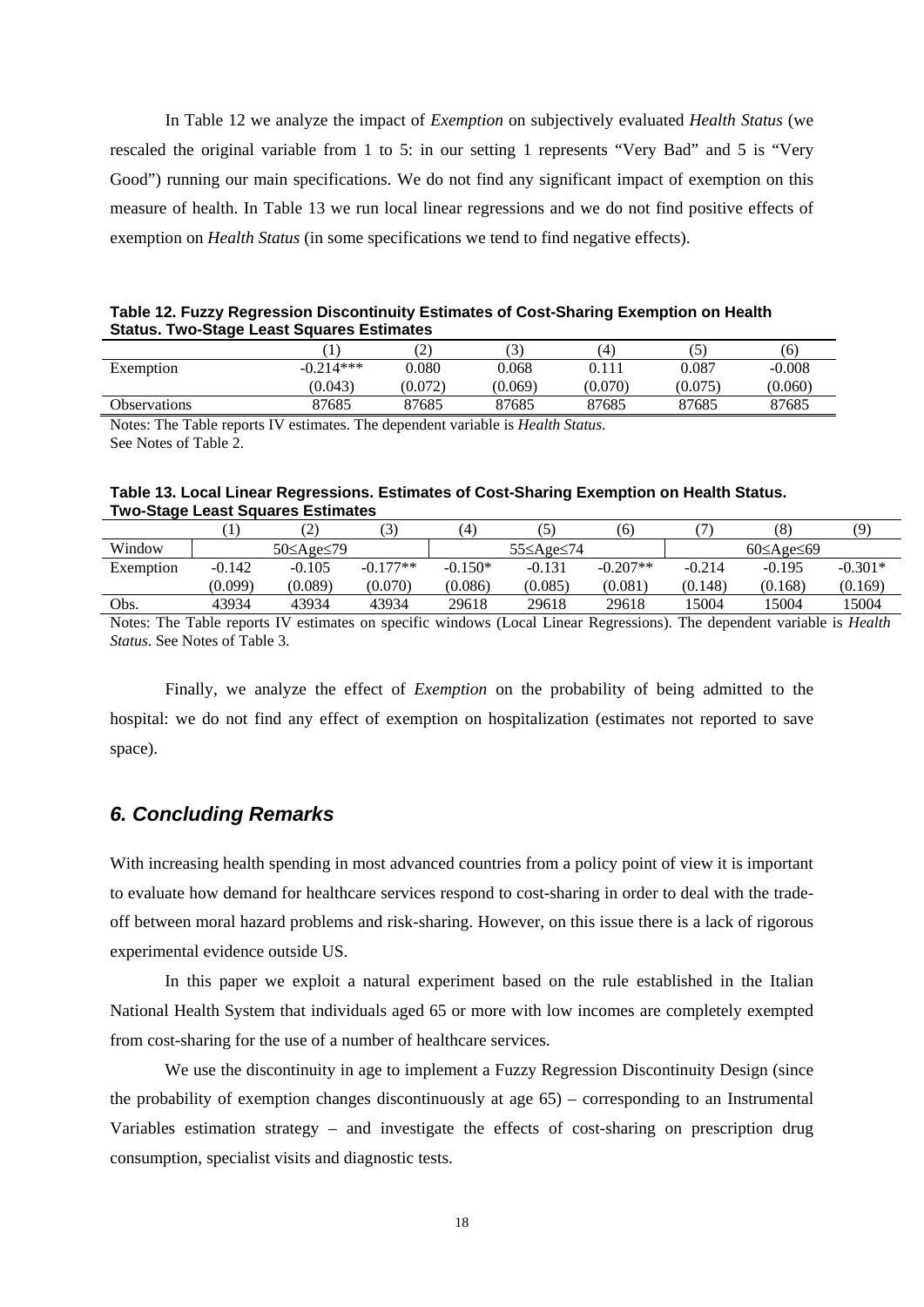In Table 12 we analyze the impact of *Exemption* on subjectively evaluated *Health Status* (we rescaled the original variable from 1 to 5: in our setting 1 represents "Very Bad" and 5 is "Very Good") running our main specifications. We do not find any significant impact of exemption on this measure of health. In Table 13 we run local linear regressions and we do not find positive effects of exemption on *Health Status* (in some specifications we tend to find negative effects).

**Table 12. Fuzzy Regression Discontinuity Estimates of Cost-Sharing Exemption on Health Status. Two-Stage Least Squares Estimates**

| | (1) | (2) | (3) | (4) | (5) | (6) |
|---|---|---|---|---|---|---|
| Exemption | -0.214*** | 0.080 | 0.068 | 0.111 | 0.087 | -0.008 |
| | (0.043) | (0.072) | (0.069) | (0.070) | (0.075) | (0.060) |
| Observations | 87685 | 87685 | 87685 | 87685 | 87685 | 87685 |

Notes: The Table reports IV estimates. The dependent variable is *Health Status*. See Notes of Table 2.

**Table 13. Local Linear Regressions. Estimates of Cost-Sharing Exemption on Health Status. Two-Stage Least Squares Estimates**

| | (1) | (2) | (3) | (4) | (5) | (6) | (7) | (8) | (9) |
|---|---|---|---|---|---|---|---|---|---|
| Window | 50≤Age≤79 | | | 55≤Age≤74 | | | 60≤Age≤69 | | |
| Exemption | -0.142 | -0.105 | -0.177** | -0.150* | -0.131 | -0.207** | -0.214 | -0.195 | -0.301* |
| | (0.099) | (0.089) | (0.070) | (0.086) | (0.085) | (0.081) | (0.148) | (0.168) | (0.169) |
| Obs. | 43934 | 43934 | 43934 | 29618 | 29618 | 29618 | 15004 | 15004 | 15004 |

Notes: The Table reports IV estimates on specific windows (Local Linear Regressions). The dependent variable is *Health Status*. See Notes of Table 3.

Finally, we analyze the effect of *Exemption* on the probability of being admitted to the hospital: we do not find any effect of exemption on hospitalization (estimates not reported to save space).

## 6. Concluding Remarks

With increasing health spending in most advanced countries from a policy point of view it is important to evaluate how demand for healthcare services respond to cost-sharing in order to deal with the trade-off between moral hazard problems and risk-sharing. However, on this issue there is a lack of rigorous experimental evidence outside US.

In this paper we exploit a natural experiment based on the rule established in the Italian National Health System that individuals aged 65 or more with low incomes are completely exempted from cost-sharing for the use of a number of healthcare services.

We use the discontinuity in age to implement a Fuzzy Regression Discontinuity Design (since the probability of exemption changes discontinuously at age 65) – corresponding to an Instrumental Variables estimation strategy – and investigate the effects of cost-sharing on prescription drug consumption, specialist visits and diagnostic tests.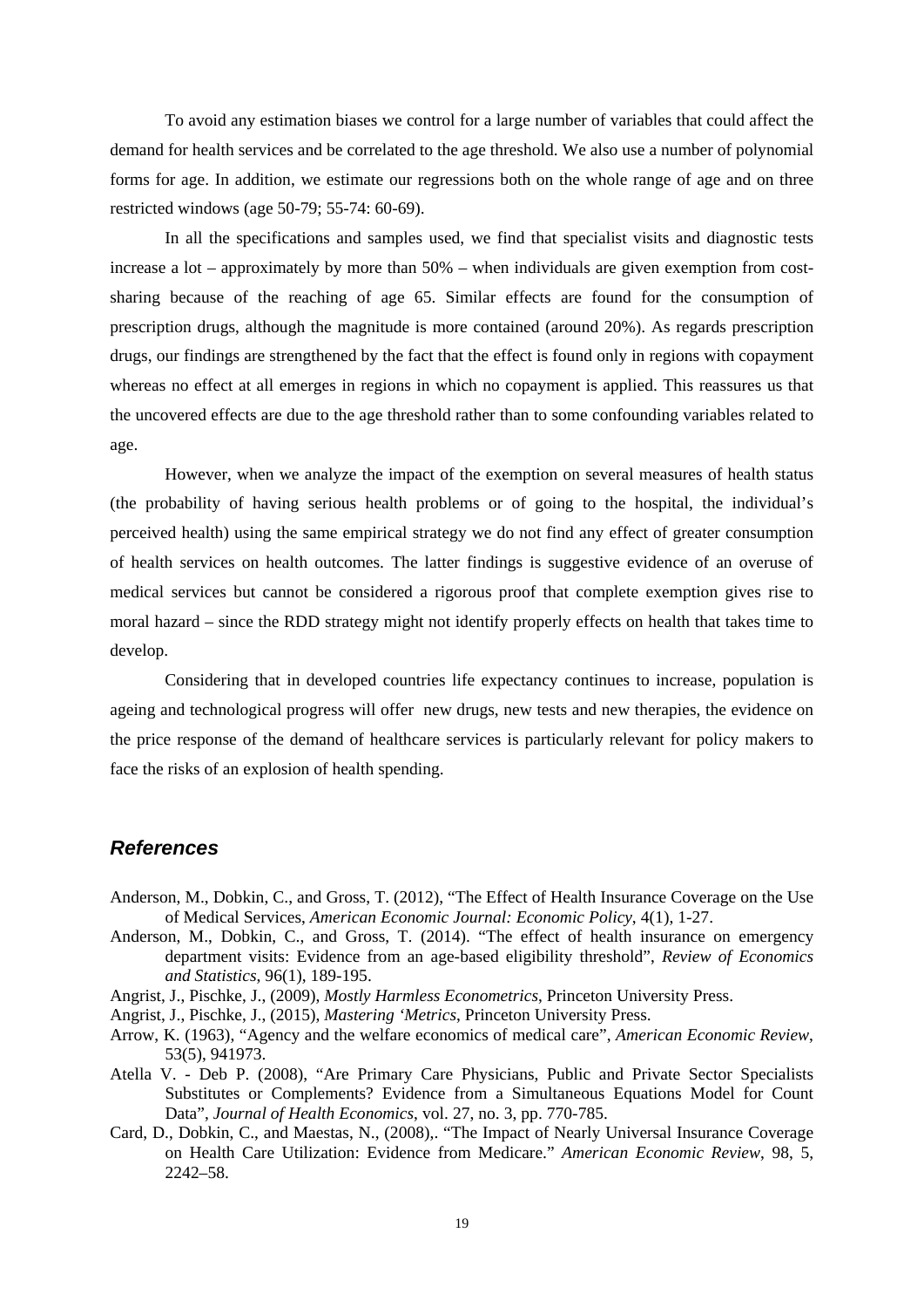To avoid any estimation biases we control for a large number of variables that could affect the demand for health services and be correlated to the age threshold. We also use a number of polynomial forms for age. In addition, we estimate our regressions both on the whole range of age and on three restricted windows (age 50-79; 55-74: 60-69).

In all the specifications and samples used, we find that specialist visits and diagnostic tests increase a lot – approximately by more than 50% – when individuals are given exemption from cost-sharing because of the reaching of age 65. Similar effects are found for the consumption of prescription drugs, although the magnitude is more contained (around 20%). As regards prescription drugs, our findings are strengthened by the fact that the effect is found only in regions with copayment whereas no effect at all emerges in regions in which no copayment is applied. This reassures us that the uncovered effects are due to the age threshold rather than to some confounding variables related to age.

However, when we analyze the impact of the exemption on several measures of health status (the probability of having serious health problems or of going to the hospital, the individual's perceived health) using the same empirical strategy we do not find any effect of greater consumption of health services on health outcomes. The latter findings is suggestive evidence of an overuse of medical services but cannot be considered a rigorous proof that complete exemption gives rise to moral hazard – since the RDD strategy might not identify properly effects on health that takes time to develop.

Considering that in developed countries life expectancy continues to increase, population is ageing and technological progress will offer new drugs, new tests and new therapies, the evidence on the price response of the demand of healthcare services is particularly relevant for policy makers to face the risks of an explosion of health spending.

## *References*

Anderson, M., Dobkin, C., and Gross, T. (2012), "The Effect of Health Insurance Coverage on the Use of Medical Services, *American Economic Journal: Economic Policy*, 4(1), 1-27.

Anderson, M., Dobkin, C., and Gross, T. (2014). "The effect of health insurance on emergency department visits: Evidence from an age-based eligibility threshold", *Review of Economics and Statistics*, 96(1), 189-195.

Angrist, J., Pischke, J., (2009), *Mostly Harmless Econometrics*, Princeton University Press.

Angrist, J., Pischke, J., (2015), *Mastering 'Metrics*, Princeton University Press.

Arrow, K. (1963), "Agency and the welfare economics of medical care", *American Economic Review*, 53(5), 941973.

Atella V. - Deb P. (2008), "Are Primary Care Physicians, Public and Private Sector Specialists Substitutes or Complements? Evidence from a Simultaneous Equations Model for Count Data", *Journal of Health Economics*, vol. 27, no. 3, pp. 770-785.

Card, D., Dobkin, C., and Maestas, N., (2008),. "The Impact of Nearly Universal Insurance Coverage on Health Care Utilization: Evidence from Medicare." *American Economic Review*, 98, 5, 2242–58.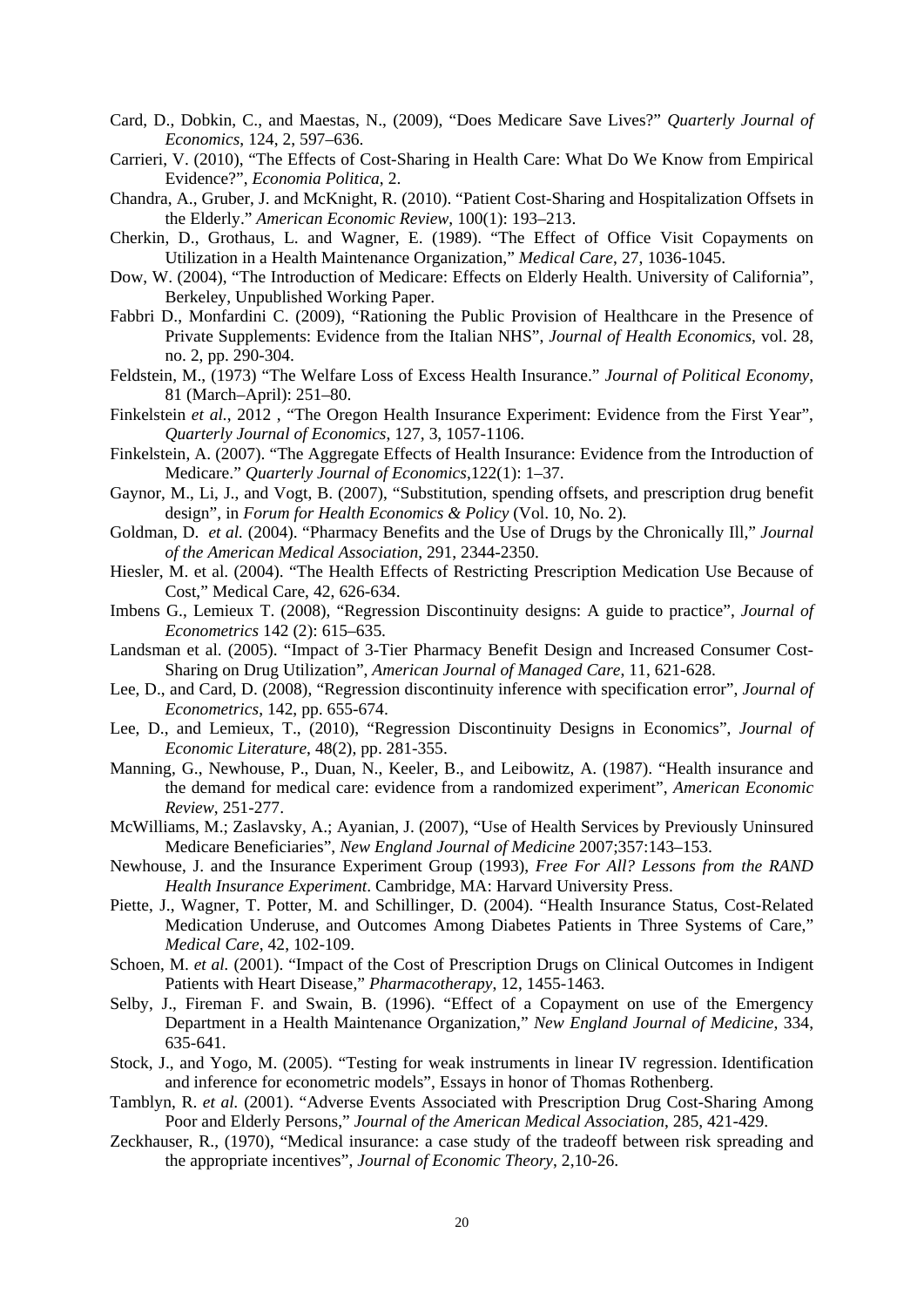Card, D., Dobkin, C., and Maestas, N., (2009), "Does Medicare Save Lives?" *Quarterly Journal of Economics*, 124, 2, 597–636.

Carrieri, V. (2010), "The Effects of Cost-Sharing in Health Care: What Do We Know from Empirical Evidence?", *Economia Politica*, 2.

Chandra, A., Gruber, J. and McKnight, R. (2010). "Patient Cost-Sharing and Hospitalization Offsets in the Elderly." *American Economic Review*, 100(1): 193–213.

Cherkin, D., Grothaus, L. and Wagner, E. (1989). "The Effect of Office Visit Copayments on Utilization in a Health Maintenance Organization," *Medical Care*, 27, 1036-1045.

Dow, W. (2004), "The Introduction of Medicare: Effects on Elderly Health. University of California", Berkeley, Unpublished Working Paper.

Fabbri D., Monfardini C. (2009), "Rationing the Public Provision of Healthcare in the Presence of Private Supplements: Evidence from the Italian NHS", *Journal of Health Economics*, vol. 28, no. 2, pp. 290-304.

Feldstein, M., (1973) "The Welfare Loss of Excess Health Insurance." *Journal of Political Economy*, 81 (March–April): 251–80.

Finkelstein *et al.*, 2012 , "The Oregon Health Insurance Experiment: Evidence from the First Year", *Quarterly Journal of Economics*, 127, 3, 1057-1106.

Finkelstein, A. (2007). "The Aggregate Effects of Health Insurance: Evidence from the Introduction of Medicare." *Quarterly Journal of Economics*,122(1): 1–37.

Gaynor, M., Li, J., and Vogt, B. (2007), "Substitution, spending offsets, and prescription drug benefit design", in *Forum for Health Economics & Policy* (Vol. 10, No. 2).

Goldman, D. *et al.* (2004). "Pharmacy Benefits and the Use of Drugs by the Chronically Ill," *Journal of the American Medical Association*, 291, 2344-2350.

Hiesler, M. et al. (2004). "The Health Effects of Restricting Prescription Medication Use Because of Cost," Medical Care, 42, 626-634.

Imbens G., Lemieux T. (2008), "Regression Discontinuity designs: A guide to practice", *Journal of Econometrics* 142 (2): 615–635.

Landsman et al. (2005). "Impact of 3-Tier Pharmacy Benefit Design and Increased Consumer Cost-Sharing on Drug Utilization", *American Journal of Managed Care*, 11, 621-628.

Lee, D., and Card, D. (2008), "Regression discontinuity inference with specification error", *Journal of Econometrics*, 142, pp. 655-674.

Lee, D., and Lemieux, T., (2010), "Regression Discontinuity Designs in Economics", *Journal of Economic Literature*, 48(2), pp. 281-355.

Manning, G., Newhouse, P., Duan, N., Keeler, B., and Leibowitz, A. (1987). "Health insurance and the demand for medical care: evidence from a randomized experiment", *American Economic Review*, 251-277.

McWilliams, M.; Zaslavsky, A.; Ayanian, J. (2007), "Use of Health Services by Previously Uninsured Medicare Beneficiaries", *New England Journal of Medicine* 2007;357:143–153.

Newhouse, J. and the Insurance Experiment Group (1993), *Free For All? Lessons from the RAND Health Insurance Experiment*. Cambridge, MA: Harvard University Press.

Piette, J., Wagner, T. Potter, M. and Schillinger, D. (2004). "Health Insurance Status, Cost-Related Medication Underuse, and Outcomes Among Diabetes Patients in Three Systems of Care," *Medical Care*, 42, 102-109.

Schoen, M. *et al.* (2001). "Impact of the Cost of Prescription Drugs on Clinical Outcomes in Indigent Patients with Heart Disease," *Pharmacotherapy*, 12, 1455-1463.

Selby, J., Fireman F. and Swain, B. (1996). "Effect of a Copayment on use of the Emergency Department in a Health Maintenance Organization," *New England Journal of Medicine*, 334, 635-641.

Stock, J., and Yogo, M. (2005). "Testing for weak instruments in linear IV regression. Identification and inference for econometric models", Essays in honor of Thomas Rothenberg.

Tamblyn, R. *et al.* (2001). "Adverse Events Associated with Prescription Drug Cost-Sharing Among Poor and Elderly Persons," *Journal of the American Medical Association*, 285, 421-429.

Zeckhauser, R., (1970), "Medical insurance: a case study of the tradeoff between risk spreading and the appropriate incentives", *Journal of Economic Theory*, 2,10-26.